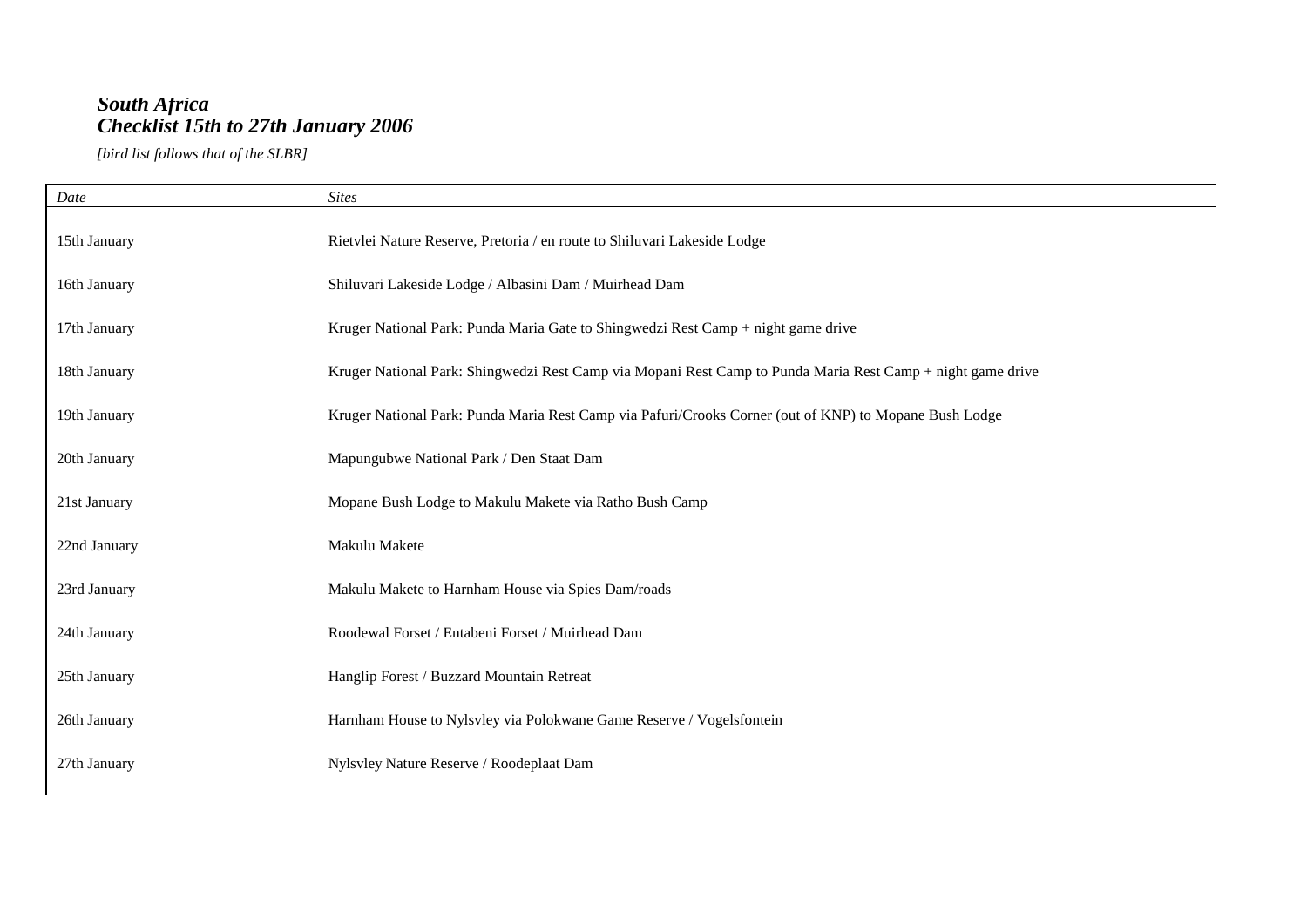# *South Africa*
# *Checklist 15th to 27th January 2006*

*[bird list follows that of the SLBR]*

| *Date* | *Sites* |
|---|---|
| 15th January | Rietvlei Nature Reserve, Pretoria / en route to Shiluvari Lakeside Lodge |
| 16th January | Shiluvari Lakeside Lodge / Albasini Dam / Muirhead Dam |
| 17th January | Kruger National Park: Punda Maria Gate to Shingwedzi Rest Camp + night game drive |
| 18th January | Kruger National Park: Shingwedzi Rest Camp via Mopani Rest Camp to Punda Maria Rest Camp + night game drive |
| 19th January | Kruger National Park: Punda Maria Rest Camp via Pafuri/Crooks Corner (out of KNP) to Mopane Bush Lodge |
| 20th January | Mapungubwe National Park / Den Staat Dam |
| 21st January | Mopane Bush Lodge to Makulu Makete via Ratho Bush Camp |
| 22nd January | Makulu Makete |
| 23rd January | Makulu Makete to Harnham House via Spies Dam/roads |
| 24th January | Roodewal Forset / Entabeni Forset / Muirhead Dam |
| 25th January | Hanglip Forest / Buzzard Mountain Retreat |
| 26th January | Harnham House to Nylsvley via Polokwane Game Reserve / Vogelsfontein |
| 27th January | Nylsvley Nature Reserve / Roodeplaat Dam |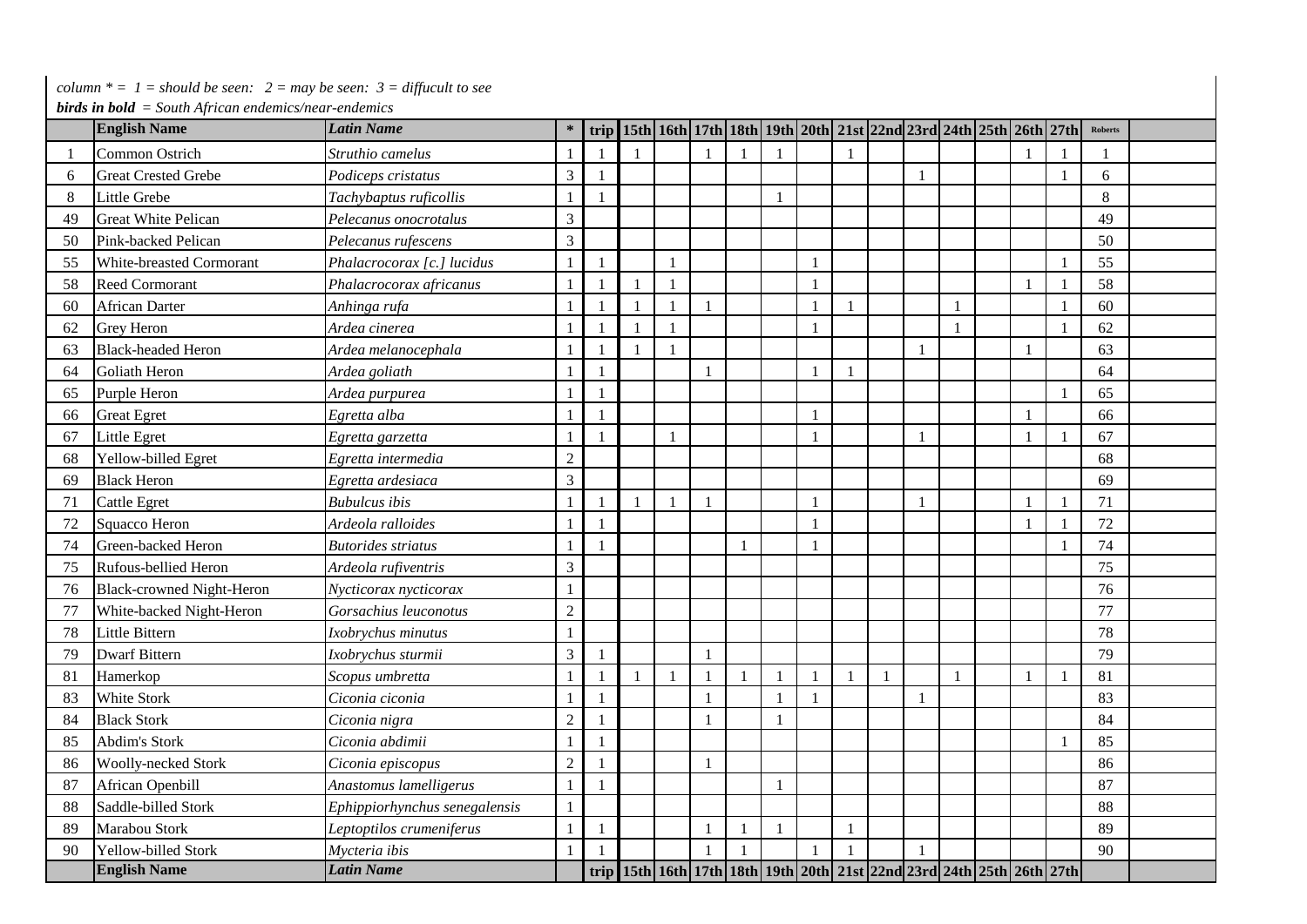*column * = 1 = should be seen: 2 = may be seen: 3 = diffucult to see*
***birds in bold** = South African endemics/near-endemics*

| | English Name | Latin Name | * | trip | 15th | 16th | 17th | 18th | 19th | 20th | 21st | 22nd | 23rd | 24th | 25th | 26th | 27th | Roberts | |
|---|---|---|---|---|---|---|---|---|---|---|---|---|---|---|---|---|---|---|---|
| 1 | Common Ostrich | *Struthio camelus* | 1 | 1 | 1 | | 1 | 1 | 1 | | 1 | | | | | 1 | 1 | 1 | |
| 6 | Great Crested Grebe | *Podiceps cristatus* | 3 | 1 | | | | | | | | | 1 | | | | 1 | 6 | |
| 8 | Little Grebe | *Tachybaptus ruficollis* | 1 | 1 | | | | | 1 | | | | | | | | | 8 | |
| 49 | Great White Pelican | *Pelecanus onocrotalus* | 3 | | | | | | | | | | | | | | | 49 | |
| 50 | Pink-backed Pelican | *Pelecanus rufescens* | 3 | | | | | | | | | | | | | | | 50 | |
| 55 | White-breasted Cormorant | *Phalacrocorax [c.] lucidus* | 1 | 1 | | 1 | | | | 1 | | | | | | | 1 | 55 | |
| 58 | Reed Cormorant | *Phalacrocorax africanus* | 1 | 1 | 1 | 1 | | | | 1 | | | | | | 1 | 1 | 58 | |
| 60 | African Darter | *Anhinga rufa* | 1 | 1 | 1 | 1 | 1 | | | 1 | 1 | | | 1 | | | 1 | 60 | |
| 62 | Grey Heron | *Ardea cinerea* | 1 | 1 | 1 | 1 | | | | 1 | | | | 1 | | | 1 | 62 | |
| 63 | Black-headed Heron | *Ardea melanocephala* | 1 | 1 | 1 | 1 | | | | | | | 1 | | | 1 | | 63 | |
| 64 | Goliath Heron | *Ardea goliath* | 1 | 1 | | | 1 | | | 1 | 1 | | | | | | | 64 | |
| 65 | Purple Heron | *Ardea purpurea* | 1 | 1 | | | | | | | | | | | | | 1 | 65 | |
| 66 | Great Egret | *Egretta alba* | 1 | 1 | | | | | | 1 | | | | | | 1 | | 66 | |
| 67 | Little Egret | *Egretta garzetta* | 1 | 1 | | 1 | | | | 1 | | | 1 | | | 1 | 1 | 67 | |
| 68 | Yellow-billed Egret | *Egretta intermedia* | 2 | | | | | | | | | | | | | | | 68 | |
| 69 | Black Heron | *Egretta ardesiaca* | 3 | | | | | | | | | | | | | | | 69 | |
| 71 | Cattle Egret | *Bubulcus ibis* | 1 | 1 | 1 | 1 | 1 | | | 1 | | | 1 | | | 1 | 1 | 71 | |
| 72 | Squacco Heron | *Ardeola ralloides* | 1 | 1 | | | | | | 1 | | | | | | 1 | 1 | 72 | |
| 74 | Green-backed Heron | *Butorides striatus* | 1 | 1 | | | | 1 | | 1 | | | | | | | 1 | 74 | |
| 75 | Rufous-bellied Heron | *Ardeola rufiventris* | 3 | | | | | | | | | | | | | | | 75 | |
| 76 | Black-crowned Night-Heron | *Nycticorax nycticorax* | 1 | | | | | | | | | | | | | | | 76 | |
| 77 | White-backed Night-Heron | *Gorsachius leuconotus* | 2 | | | | | | | | | | | | | | | 77 | |
| 78 | Little Bittern | *Ixobrychus minutus* | 1 | | | | | | | | | | | | | | | 78 | |
| 79 | Dwarf Bittern | *Ixobrychus sturmii* | 3 | 1 | | | 1 | | | | | | | | | | | 79 | |
| 81 | Hamerkop | *Scopus umbretta* | 1 | 1 | 1 | 1 | 1 | 1 | 1 | 1 | 1 | 1 | | 1 | | 1 | 1 | 81 | |
| 83 | White Stork | *Ciconia ciconia* | 1 | 1 | | | 1 | | 1 | 1 | | | 1 | | | | | 83 | |
| 84 | Black Stork | *Ciconia nigra* | 2 | 1 | | | 1 | | 1 | | | | | | | | | 84 | |
| 85 | Abdim's Stork | *Ciconia abdimii* | 1 | 1 | | | | | | | | | | | | | 1 | 85 | |
| 86 | Woolly-necked Stork | *Ciconia episcopus* | 2 | 1 | | | 1 | | | | | | | | | | | 86 | |
| 87 | African Openbill | *Anastomus lamelligerus* | 1 | 1 | | | | | 1 | | | | | | | | | 87 | |
| 88 | Saddle-billed Stork | *Ephippiorhynchus senegalensis* | 1 | | | | | | | | | | | | | | | 88 | |
| 89 | Marabou Stork | *Leptoptilos crumeniferus* | 1 | 1 | | | 1 | 1 | 1 | | 1 | | | | | | | 89 | |
| 90 | Yellow-billed Stork | *Mycteria ibis* | 1 | 1 | | | 1 | 1 | | 1 | 1 | | 1 | | | | | 90 | |
| | English Name | Latin Name | | trip | 15th | 16th | 17th | 18th | 19th | 20th | 21st | 22nd | 23rd | 24th | 25th | 26th | 27th | | |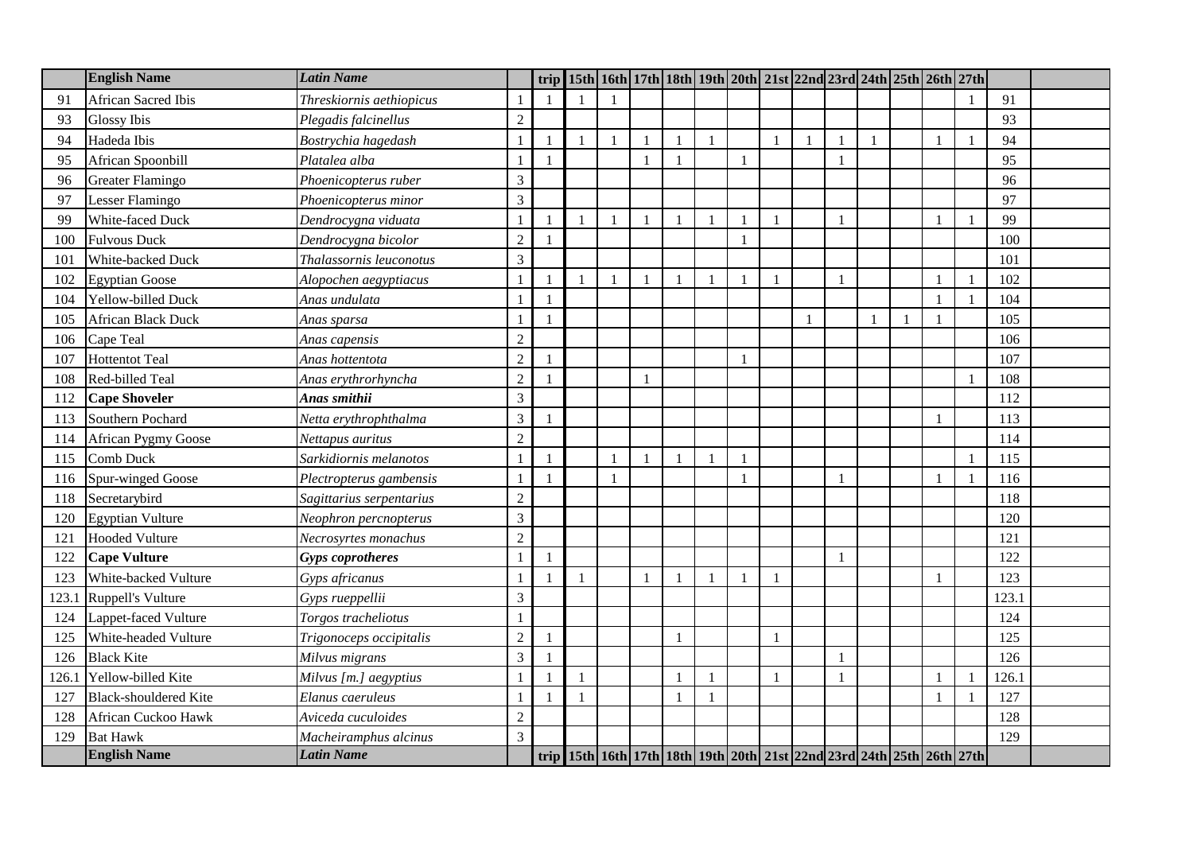| | English Name | Latin Name | | trip | 15th | 16th | 17th | 18th | 19th | 20th | 21st | 22nd | 23rd | 24th | 25th | 26th | 27th | | |
|---|---|---|---|---|---|---|---|---|---|---|---|---|---|---|---|---|---|---|---|
| 91 | African Sacred Ibis | *Threskiornis aethiopicus* | 1 | 1 | 1 | 1 | | | | | | | | | | | 1 | 91 | |
| 93 | Glossy Ibis | *Plegadis falcinellus* | 2 | | | | | | | | | | | | | | | 93 | |
| 94 | Hadeda Ibis | *Bostrychia hagedash* | 1 | 1 | 1 | 1 | 1 | 1 | 1 | | 1 | 1 | 1 | 1 | | 1 | 1 | 94 | |
| 95 | African Spoonbill | *Platalea alba* | 1 | 1 | | | 1 | 1 | | 1 | | | 1 | | | | | 95 | |
| 96 | Greater Flamingo | *Phoenicopterus ruber* | 3 | | | | | | | | | | | | | | | 96 | |
| 97 | Lesser Flamingo | *Phoenicopterus minor* | 3 | | | | | | | | | | | | | | | 97 | |
| 99 | White-faced Duck | *Dendrocygna viduata* | 1 | 1 | 1 | 1 | 1 | 1 | 1 | 1 | 1 | | 1 | | | 1 | 1 | 99 | |
| 100 | Fulvous Duck | *Dendrocygna bicolor* | 2 | 1 | | | | | | 1 | | | | | | | | 100 | |
| 101 | White-backed Duck | *Thalassornis leuconotus* | 3 | | | | | | | | | | | | | | | 101 | |
| 102 | Egyptian Goose | *Alopochen aegyptiacus* | 1 | 1 | 1 | 1 | 1 | 1 | 1 | 1 | 1 | | 1 | | | 1 | 1 | 102 | |
| 104 | Yellow-billed Duck | *Anas undulata* | 1 | 1 | | | | | | | | | | | | 1 | 1 | 104 | |
| 105 | African Black Duck | *Anas sparsa* | 1 | 1 | | | | | | | | 1 | | 1 | 1 | 1 | | 105 | |
| 106 | Cape Teal | *Anas capensis* | 2 | | | | | | | | | | | | | | | 106 | |
| 107 | Hottentot Teal | *Anas hottentota* | 2 | 1 | | | | | | 1 | | | | | | | | 107 | |
| 108 | Red-billed Teal | *Anas erythrorhyncha* | 2 | 1 | | | 1 | | | | | | | | | | 1 | 108 | |
| 112 | **Cape Shoveler** | ***Anas smithii*** | 3 | | | | | | | | | | | | | | | 112 | |
| 113 | Southern Pochard | *Netta erythrophthalma* | 3 | 1 | | | | | | | | | | | | 1 | | 113 | |
| 114 | African Pygmy Goose | *Nettapus auritus* | 2 | | | | | | | | | | | | | | | 114 | |
| 115 | Comb Duck | *Sarkidiornis melanotos* | 1 | 1 | | 1 | 1 | 1 | 1 | 1 | | | | | | | 1 | 115 | |
| 116 | Spur-winged Goose | *Plectropterus gambensis* | 1 | 1 | | 1 | | | | 1 | | | 1 | | | 1 | 1 | 116 | |
| 118 | Secretarybird | *Sagittarius serpentarius* | 2 | | | | | | | | | | | | | | | 118 | |
| 120 | Egyptian Vulture | *Neophron percnopterus* | 3 | | | | | | | | | | | | | | | 120 | |
| 121 | Hooded Vulture | *Necrosyrtes monachus* | 2 | | | | | | | | | | | | | | | 121 | |
| 122 | **Cape Vulture** | ***Gyps coprotheres*** | 1 | 1 | | | | | | | | | 1 | | | | | 122 | |
| 123 | White-backed Vulture | *Gyps africanus* | 1 | 1 | 1 | | 1 | 1 | 1 | 1 | 1 | | | | | 1 | | 123 | |
| 123.1 | Ruppell's Vulture | *Gyps rueppellii* | 3 | | | | | | | | | | | | | | | 123.1 | |
| 124 | Lappet-faced Vulture | *Torgos tracheliotus* | 1 | | | | | | | | | | | | | | | 124 | |
| 125 | White-headed Vulture | *Trigonoceps occipitalis* | 2 | 1 | | | | 1 | | | 1 | | | | | | | 125 | |
| 126 | Black Kite | *Milvus migrans* | 3 | 1 | | | | | | | | | 1 | | | | | 126 | |
| 126.1 | Yellow-billed Kite | *Milvus [m.] aegyptius* | 1 | 1 | 1 | | | 1 | 1 | | 1 | | 1 | | | 1 | 1 | 126.1 | |
| 127 | Black-shouldered Kite | *Elanus caeruleus* | 1 | 1 | 1 | | | 1 | 1 | | | | | | | 1 | 1 | 127 | |
| 128 | African Cuckoo Hawk | *Aviceda cuculoides* | 2 | | | | | | | | | | | | | | | 128 | |
| 129 | Bat Hawk | *Macheiramphus alcinus* | 3 | | | | | | | | | | | | | | | 129 | |
| | **English Name** | ***Latin Name*** | | trip | 15th | 16th | 17th | 18th | 19th | 20th | 21st | 22nd | 23rd | 24th | 25th | 26th | 27th | | |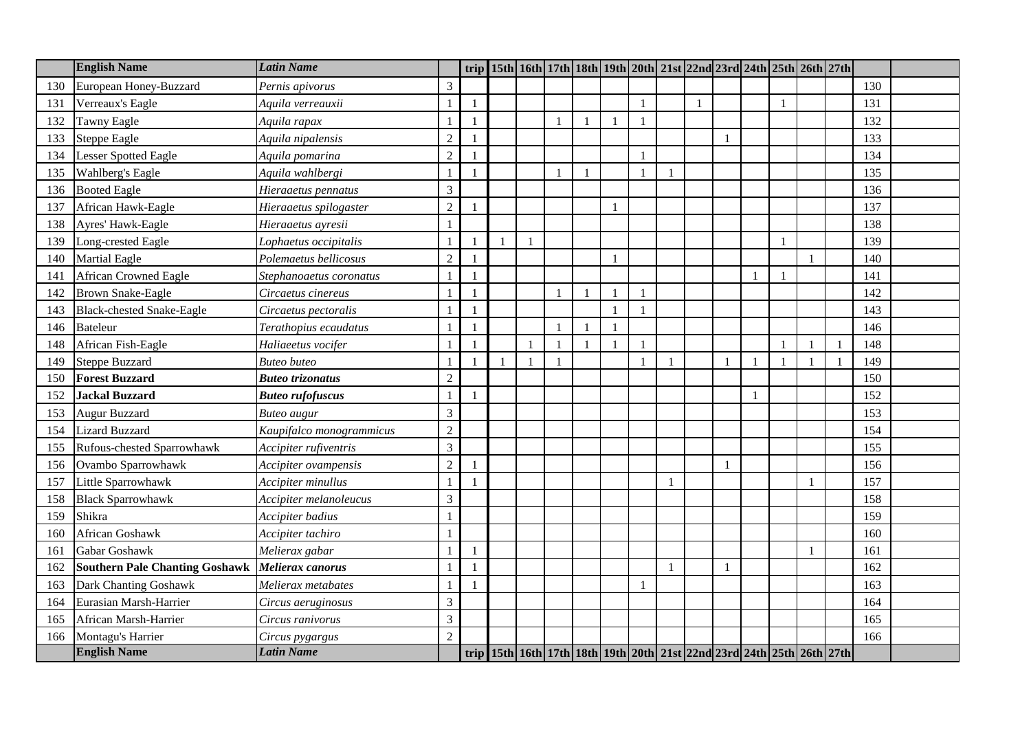| | English Name | Latin Name | | trip | 15th | 16th | 17th | 18th | 19th | 20th | 21st | 22nd | 23rd | 24th | 25th | 26th | 27th | | |
|---|---|---|---|---|---|---|---|---|---|---|---|---|---|---|---|---|---|---|---|
| 130 | European Honey-Buzzard | *Pernis apivorus* | 3 | | | | | | | | | | | | | | | 130 | |
| 131 | Verreaux's Eagle | *Aquila verreauxii* | 1 | 1 | | | | | | 1 | | 1 | | | 1 | | | 131 | |
| 132 | Tawny Eagle | *Aquila rapax* | 1 | 1 | | | 1 | 1 | 1 | 1 | | | | | | | | 132 | |
| 133 | Steppe Eagle | *Aquila nipalensis* | 2 | 1 | | | | | | | | | 1 | | | | | 133 | |
| 134 | Lesser Spotted Eagle | *Aquila pomarina* | 2 | 1 | | | | | | 1 | | | | | | | | 134 | |
| 135 | Wahlberg's Eagle | *Aquila wahlbergi* | 1 | 1 | | | 1 | 1 | | 1 | 1 | | | | | | | 135 | |
| 136 | Booted Eagle | *Hieraaetus pennatus* | 3 | | | | | | | | | | | | | | | 136 | |
| 137 | African Hawk-Eagle | *Hieraaetus spilogaster* | 2 | 1 | | | | | 1 | | | | | | | | | 137 | |
| 138 | Ayres' Hawk-Eagle | *Hieraaetus ayresii* | 1 | | | | | | | | | | | | | | | 138 | |
| 139 | Long-crested Eagle | *Lophaetus occipitalis* | 1 | 1 | 1 | 1 | | | | | | | | | 1 | | | 139 | |
| 140 | Martial Eagle | *Polemaetus bellicosus* | 2 | 1 | | | | | 1 | | | | | | | 1 | | 140 | |
| 141 | African Crowned Eagle | *Stephanoaetus coronatus* | 1 | 1 | | | | | | | | | | 1 | 1 | | | 141 | |
| 142 | Brown Snake-Eagle | *Circaetus cinereus* | 1 | 1 | | | 1 | 1 | 1 | 1 | | | | | | | | 142 | |
| 143 | Black-chested Snake-Eagle | *Circaetus pectoralis* | 1 | 1 | | | | | 1 | 1 | | | | | | | | 143 | |
| 146 | Bateleur | *Terathopius ecaudatus* | 1 | 1 | | | 1 | 1 | 1 | | | | | | | | | 146 | |
| 148 | African Fish-Eagle | *Haliaeetus vocifer* | 1 | 1 | | 1 | 1 | 1 | 1 | 1 | | | | | 1 | 1 | 1 | 148 | |
| 149 | Steppe Buzzard | *Buteo buteo* | 1 | 1 | 1 | 1 | 1 | | | 1 | 1 | | 1 | 1 | 1 | 1 | 1 | 149 | |
| 150 | **Forest Buzzard** | ***Buteo trizonatus*** | 2 | | | | | | | | | | | | | | | 150 | |
| 152 | **Jackal Buzzard** | ***Buteo rufofuscus*** | 1 | 1 | | | | | | | | | | 1 | | | | 152 | |
| 153 | Augur Buzzard | *Buteo augur* | 3 | | | | | | | | | | | | | | | 153 | |
| 154 | Lizard Buzzard | *Kaupifalco monogrammicus* | 2 | | | | | | | | | | | | | | | 154 | |
| 155 | Rufous-chested Sparrowhawk | *Accipiter rufiventris* | 3 | | | | | | | | | | | | | | | 155 | |
| 156 | Ovambo Sparrowhawk | *Accipiter ovampensis* | 2 | 1 | | | | | | | | | 1 | | | | | 156 | |
| 157 | Little Sparrowhawk | *Accipiter minullus* | 1 | 1 | | | | | | | 1 | | | | | 1 | | 157 | |
| 158 | Black Sparrowhawk | *Accipiter melanoleucus* | 3 | | | | | | | | | | | | | | | 158 | |
| 159 | Shikra | *Accipiter badius* | 1 | | | | | | | | | | | | | | | 159 | |
| 160 | African Goshawk | *Accipiter tachiro* | 1 | | | | | | | | | | | | | | | 160 | |
| 161 | Gabar Goshawk | *Melierax gabar* | 1 | 1 | | | | | | | | | | | | 1 | | 161 | |
| 162 | **Southern Pale Chanting Goshawk** | ***Melierax canorus*** | 1 | 1 | | | | | | | 1 | | 1 | | | | | 162 | |
| 163 | Dark Chanting Goshawk | *Melierax metabates* | 1 | 1 | | | | | | 1 | | | | | | | | 163 | |
| 164 | Eurasian Marsh-Harrier | *Circus aeruginosus* | 3 | | | | | | | | | | | | | | | 164 | |
| 165 | African Marsh-Harrier | *Circus ranivorus* | 3 | | | | | | | | | | | | | | | 165 | |
| 166 | Montagu's Harrier | *Circus pygargus* | 2 | | | | | | | | | | | | | | | 166 | |
| | **English Name** | ***Latin Name*** | | **trip** | **15th** | **16th** | **17th** | **18th** | **19th** | **20th** | **21st** | **22nd** | **23rd** | **24th** | **25th** | **26th** | **27th** | | |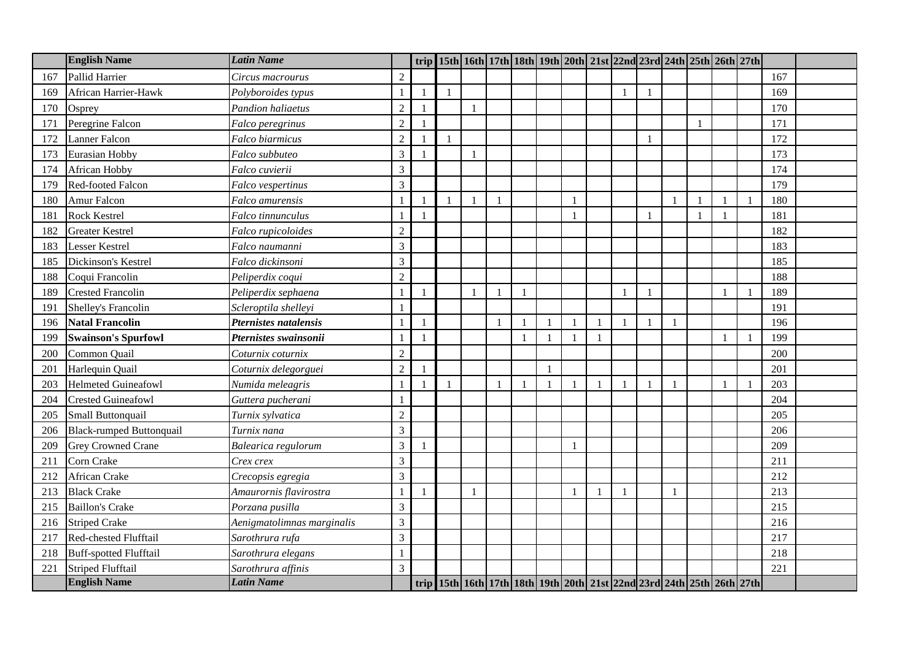| | English Name | Latin Name | | trip | 15th | 16th | 17th | 18th | 19th | 20th | 21st | 22nd | 23rd | 24th | 25th | 26th | 27th | | |
|---|---|---|---|---|---|---|---|---|---|---|---|---|---|---|---|---|---|---|---|
| 167 | Pallid Harrier | *Circus macrourus* | 2 | | | | | | | | | | | | | | | 167 | |
| 169 | African Harrier-Hawk | *Polyboroides typus* | 1 | 1 | 1 | | | | | | | 1 | 1 | | | | | 169 | |
| 170 | Osprey | *Pandion haliaetus* | 2 | 1 | | 1 | | | | | | | | | | | | 170 | |
| 171 | Peregrine Falcon | *Falco peregrinus* | 2 | 1 | | | | | | | | | | | 1 | | | 171 | |
| 172 | Lanner Falcon | *Falco biarmicus* | 2 | 1 | 1 | | | | | | | | 1 | | | | | 172 | |
| 173 | Eurasian Hobby | *Falco subbuteo* | 3 | 1 | | 1 | | | | | | | | | | | | 173 | |
| 174 | African Hobby | *Falco cuvierii* | 3 | | | | | | | | | | | | | | | 174 | |
| 179 | Red-footed Falcon | *Falco vespertinus* | 3 | | | | | | | | | | | | | | | 179 | |
| 180 | Amur Falcon | *Falco amurensis* | 1 | 1 | 1 | 1 | 1 | | | 1 | | | | 1 | 1 | 1 | 1 | 180 | |
| 181 | Rock Kestrel | *Falco tinnunculus* | 1 | 1 | | | | | | 1 | | | 1 | | 1 | 1 | | 181 | |
| 182 | Greater Kestrel | *Falco rupicoloides* | 2 | | | | | | | | | | | | | | | 182 | |
| 183 | Lesser Kestrel | *Falco naumanni* | 3 | | | | | | | | | | | | | | | 183 | |
| 185 | Dickinson's Kestrel | *Falco dickinsoni* | 3 | | | | | | | | | | | | | | | 185 | |
| 188 | Coqui Francolin | *Peliperdix coqui* | 2 | | | | | | | | | | | | | | | 188 | |
| 189 | Crested Francolin | *Peliperdix sephaena* | 1 | 1 | | 1 | 1 | 1 | | | | 1 | 1 | | | 1 | 1 | 189 | |
| 191 | Shelley's Francolin | *Scleroptila shelleyi* | 1 | | | | | | | | | | | | | | | 191 | |
| 196 | **Natal Francolin** | ***Pternistes natalensis*** | 1 | 1 | | | 1 | 1 | 1 | 1 | 1 | 1 | 1 | 1 | | | | 196 | |
| 199 | **Swainson's Spurfowl** | ***Pternistes swainsonii*** | 1 | 1 | | | | 1 | 1 | 1 | 1 | | | | | 1 | 1 | 199 | |
| 200 | Common Quail | *Coturnix coturnix* | 2 | | | | | | | | | | | | | | | 200 | |
| 201 | Harlequin Quail | *Coturnix delegorguei* | 2 | 1 | | | | | 1 | | | | | | | | | 201 | |
| 203 | Helmeted Guineafowl | *Numida meleagris* | 1 | 1 | 1 | | 1 | 1 | 1 | 1 | 1 | 1 | 1 | 1 | | 1 | 1 | 203 | |
| 204 | Crested Guineafowl | *Guttera pucherani* | 1 | | | | | | | | | | | | | | | 204 | |
| 205 | Small Buttonquail | *Turnix sylvatica* | 2 | | | | | | | | | | | | | | | 205 | |
| 206 | Black-rumped Buttonquail | *Turnix nana* | 3 | | | | | | | | | | | | | | | 206 | |
| 209 | Grey Crowned Crane | *Balearica regulorum* | 3 | 1 | | | | | | 1 | | | | | | | | 209 | |
| 211 | Corn Crake | *Crex crex* | 3 | | | | | | | | | | | | | | | 211 | |
| 212 | African Crake | *Crecopsis egregia* | 3 | | | | | | | | | | | | | | | 212 | |
| 213 | Black Crake | *Amaurornis flavirostra* | 1 | 1 | | 1 | | | | 1 | 1 | 1 | | 1 | | | | 213 | |
| 215 | Baillon's Crake | *Porzana pusilla* | 3 | | | | | | | | | | | | | | | 215 | |
| 216 | Striped Crake | *Aenigmatolimnas marginalis* | 3 | | | | | | | | | | | | | | | 216 | |
| 217 | Red-chested Flufftail | *Sarothrura rufa* | 3 | | | | | | | | | | | | | | | 217 | |
| 218 | Buff-spotted Flufftail | *Sarothrura elegans* | 1 | | | | | | | | | | | | | | | 218 | |
| 221 | Striped Flufftail | *Sarothrura affinis* | 3 | | | | | | | | | | | | | | | 221 | |
| | **English Name** | ***Latin Name*** | | **trip** | **15th** | **16th** | **17th** | **18th** | **19th** | **20th** | **21st** | **22nd** | **23rd** | **24th** | **25th** | **26th** | **27th** | | |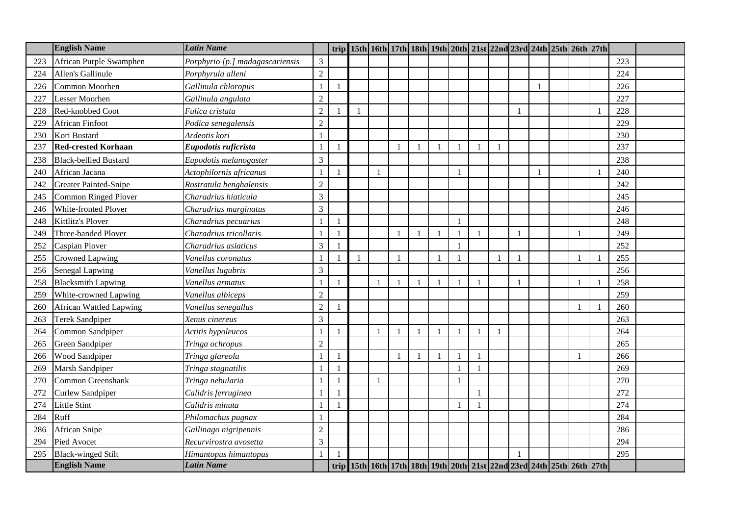| | English Name | Latin Name | | trip | 15th | 16th | 17th | 18th | 19th | 20th | 21st | 22nd | 23rd | 24th | 25th | 26th | 27th | | |
|---|---|---|---|---|---|---|---|---|---|---|---|---|---|---|---|---|---|---|---|
| 223 | African Purple Swamphen | *Porphyrio [p.] madagascariensis* | 3 | | | | | | | | | | | | | | | 223 | |
| 224 | Allen's Gallinule | *Porphyrula alleni* | 2 | | | | | | | | | | | | | | | 224 | |
| 226 | Common Moorhen | *Gallinula chloropus* | 1 | 1 | | | | | | | | | | 1 | | | | 226 | |
| 227 | Lesser Moorhen | *Gallinula angulata* | 2 | | | | | | | | | | | | | | | 227 | |
| 228 | Red-knobbed Coot | *Fulica cristata* | 2 | 1 | 1 | | | | | | | | 1 | | | | 1 | 228 | |
| 229 | African Finfoot | *Podica senegalensis* | 2 | | | | | | | | | | | | | | | 229 | |
| 230 | Kori Bustard | *Ardeotis kori* | 1 | | | | | | | | | | | | | | | 230 | |
| 237 | **Red-crested Korhaan** | ***Eupodotis ruficrista*** | 1 | 1 | | | 1 | 1 | 1 | 1 | 1 | 1 | | | | | | 237 | |
| 238 | Black-bellied Bustard | *Eupodotis melanogaster* | 3 | | | | | | | | | | | | | | | 238 | |
| 240 | African Jacana | *Actophilornis africanus* | 1 | 1 | | 1 | | | | 1 | | | | 1 | | | 1 | 240 | |
| 242 | Greater Painted-Snipe | *Rostratula benghalensis* | 2 | | | | | | | | | | | | | | | 242 | |
| 245 | Common Ringed Plover | *Charadrius hiaticula* | 3 | | | | | | | | | | | | | | | 245 | |
| 246 | White-fronted Plover | *Charadrius marginatus* | 3 | | | | | | | | | | | | | | | 246 | |
| 248 | Kittlitz's Plover | *Charadrius pecuarius* | 1 | 1 | | | | | | 1 | | | | | | | | 248 | |
| 249 | Three-banded Plover | *Charadrius tricollaris* | 1 | 1 | | | 1 | 1 | 1 | 1 | 1 | | 1 | | | 1 | | 249 | |
| 252 | Caspian Plover | *Charadrius asiaticus* | 3 | 1 | | | | | | 1 | | | | | | | | 252 | |
| 255 | Crowned Lapwing | *Vanellus coronatus* | 1 | 1 | 1 | | 1 | | 1 | 1 | | 1 | 1 | | | 1 | 1 | 255 | |
| 256 | Senegal Lapwing | *Vanellus lugubris* | 3 | | | | | | | | | | | | | | | 256 | |
| 258 | Blacksmith Lapwing | *Vanellus armatus* | 1 | 1 | | 1 | 1 | 1 | 1 | 1 | 1 | | 1 | | | 1 | 1 | 258 | |
| 259 | White-crowned Lapwing | *Vanellus albiceps* | 2 | | | | | | | | | | | | | | | 259 | |
| 260 | African Wattled Lapwing | *Vanellus senegallus* | 2 | 1 | | | | | | | | | | | | 1 | 1 | 260 | |
| 263 | Terek Sandpiper | *Xenus cinereus* | 3 | | | | | | | | | | | | | | | 263 | |
| 264 | Common Sandpiper | *Actitis hypoleucos* | 1 | 1 | | 1 | 1 | 1 | 1 | 1 | 1 | 1 | | | | | | 264 | |
| 265 | Green Sandpiper | *Tringa ochropus* | 2 | | | | | | | | | | | | | | | 265 | |
| 266 | Wood Sandpiper | *Tringa glareola* | 1 | 1 | | | 1 | 1 | 1 | 1 | 1 | | | | | 1 | | 266 | |
| 269 | Marsh Sandpiper | *Tringa stagnatilis* | 1 | 1 | | | | | | 1 | 1 | | | | | | | 269 | |
| 270 | Common Greenshank | *Tringa nebularia* | 1 | 1 | | 1 | | | | 1 | | | | | | | | 270 | |
| 272 | Curlew Sandpiper | *Calidris ferruginea* | 1 | 1 | | | | | | | 1 | | | | | | | 272 | |
| 274 | Little Stint | *Calidris minuta* | 1 | 1 | | | | | | 1 | 1 | | | | | | | 274 | |
| 284 | Ruff | *Philomachus pugnax* | 1 | | | | | | | | | | | | | | | 284 | |
| 286 | African Snipe | *Gallinago nigripennis* | 2 | | | | | | | | | | | | | | | 286 | |
| 294 | Pied Avocet | *Recurvirostra avosetta* | 3 | | | | | | | | | | | | | | | 294 | |
| 295 | Black-winged Stilt | *Himantopus himantopus* | 1 | 1 | | | | | | | | | 1 | | | | | 295 | |
| | **English Name** | ***Latin Name*** | | trip | 15th | 16th | 17th | 18th | 19th | 20th | 21st | 22nd | 23rd | 24th | 25th | 26th | 27th | | |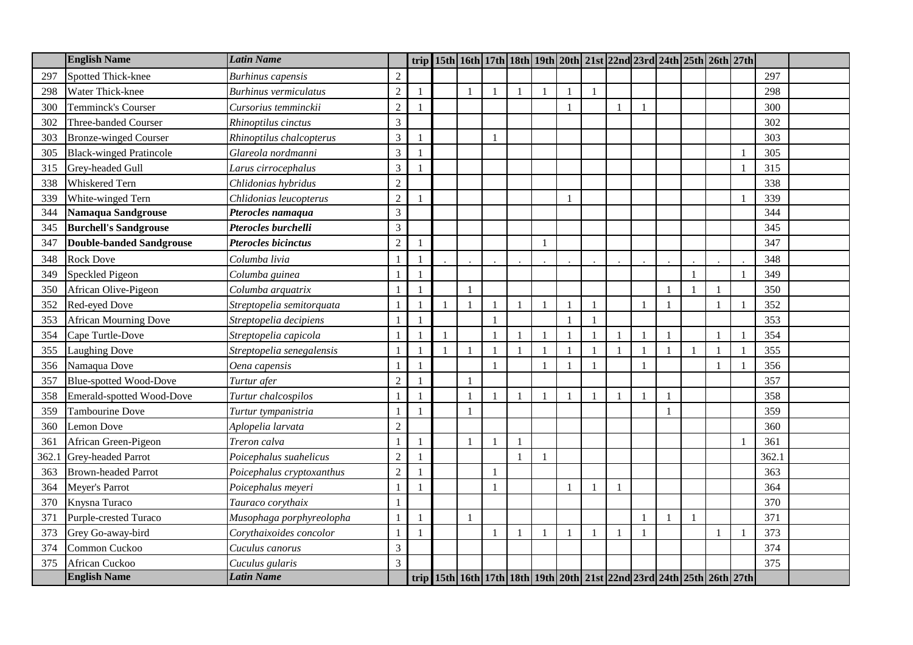| | English Name | Latin Name | | trip | 15th | 16th | 17th | 18th | 19th | 20th | 21st | 22nd | 23rd | 24th | 25th | 26th | 27th | | |
|---|---|---|---|---|---|---|---|---|---|---|---|---|---|---|---|---|---|---|---|
| 297 | Spotted Thick-knee | *Burhinus capensis* | 2 | | | | | | | | | | | | | | | 297 | |
| 298 | Water Thick-knee | *Burhinus vermiculatus* | 2 | 1 | | 1 | 1 | 1 | 1 | 1 | 1 | | | | | | | 298 | |
| 300 | Temminck's Courser | *Cursorius temminckii* | 2 | 1 | | | | | | 1 | | 1 | 1 | | | | | 300 | |
| 302 | Three-banded Courser | *Rhinoptilus cinctus* | 3 | | | | | | | | | | | | | | | 302 | |
| 303 | Bronze-winged Courser | *Rhinoptilus chalcopterus* | 3 | 1 | | | 1 | | | | | | | | | | | 303 | |
| 305 | Black-winged Pratincole | *Glareola nordmanni* | 3 | 1 | | | | | | | | | | | | | 1 | 305 | |
| 315 | Grey-headed Gull | *Larus cirrocephalus* | 3 | 1 | | | | | | | | | | | | | 1 | 315 | |
| 338 | Whiskered Tern | *Chlidonias hybridus* | 2 | | | | | | | | | | | | | | | 338 | |
| 339 | White-winged Tern | *Chlidonias leucopterus* | 2 | 1 | | | | | | 1 | | | | | | | 1 | 339 | |
| 344 | **Namaqua Sandgrouse** | ***Pterocles namaqua*** | 3 | | | | | | | | | | | | | | | 344 | |
| 345 | **Burchell's Sandgrouse** | ***Pterocles burchelli*** | 3 | | | | | | | | | | | | | | | 345 | |
| 347 | **Double-banded Sandgrouse** | ***Pterocles bicinctus*** | 2 | 1 | | | | | 1 | | | | | | | | | 347 | |
| 348 | Rock Dove | *Columba livia* | 1 | 1 | . | . | . | . | . | . | . | . | . | . | . | . | . | 348 | |
| 349 | Speckled Pigeon | *Columba guinea* | 1 | 1 | | | | | | | | | | | 1 | | 1 | 349 | |
| 350 | African Olive-Pigeon | *Columba arquatrix* | 1 | 1 | | 1 | | | | | | | | 1 | 1 | 1 | | 350 | |
| 352 | Red-eyed Dove | *Streptopelia semitorquata* | 1 | 1 | 1 | 1 | 1 | 1 | 1 | 1 | 1 | | 1 | 1 | | 1 | 1 | 352 | |
| 353 | African Mourning Dove | *Streptopelia decipiens* | 1 | 1 | | | 1 | | | 1 | 1 | | | | | | | 353 | |
| 354 | Cape Turtle-Dove | *Streptopelia capicola* | 1 | 1 | 1 | | 1 | 1 | 1 | 1 | 1 | 1 | 1 | 1 | | 1 | 1 | 354 | |
| 355 | Laughing Dove | *Streptopelia senegalensis* | 1 | 1 | 1 | 1 | 1 | 1 | 1 | 1 | 1 | 1 | 1 | 1 | 1 | 1 | 1 | 355 | |
| 356 | Namaqua Dove | *Oena capensis* | 1 | 1 | | | 1 | | 1 | 1 | 1 | | 1 | | | 1 | 1 | 356 | |
| 357 | Blue-spotted Wood-Dove | *Turtur afer* | 2 | 1 | | 1 | | | | | | | | | | | | 357 | |
| 358 | Emerald-spotted Wood-Dove | *Turtur chalcospilos* | 1 | 1 | | 1 | 1 | 1 | 1 | 1 | 1 | 1 | 1 | 1 | | | | 358 | |
| 359 | Tambourine Dove | *Turtur tympanistria* | 1 | 1 | | 1 | | | | | | | | 1 | | | | 359 | |
| 360 | Lemon Dove | *Aplopelia larvata* | 2 | | | | | | | | | | | | | | | 360 | |
| 361 | African Green-Pigeon | *Treron calva* | 1 | 1 | | 1 | 1 | 1 | | | | | | | | | 1 | 361 | |
| 362.1 | Grey-headed Parrot | *Poicephalus suahelicus* | 2 | 1 | | | | 1 | 1 | | | | | | | | | 362.1 | |
| 363 | Brown-headed Parrot | *Poicephalus cryptoxanthus* | 2 | 1 | | | 1 | | | | | | | | | | | 363 | |
| 364 | Meyer's Parrot | *Poicephalus meyeri* | 1 | 1 | | | 1 | | | 1 | 1 | 1 | | | | | | 364 | |
| 370 | Knysna Turaco | *Tauraco corythaix* | 1 | | | | | | | | | | | | | | | 370 | |
| 371 | Purple-crested Turaco | *Musophaga porphyreolopha* | 1 | 1 | | 1 | | | | | | | 1 | 1 | 1 | | | 371 | |
| 373 | Grey Go-away-bird | *Corythaixoides concolor* | 1 | 1 | | | 1 | 1 | 1 | 1 | 1 | 1 | 1 | | | 1 | 1 | 373 | |
| 374 | Common Cuckoo | *Cuculus canorus* | 3 | | | | | | | | | | | | | | | 374 | |
| 375 | African Cuckoo | *Cuculus gularis* | 3 | | | | | | | | | | | | | | | 375 | |
| | **English Name** | ***Latin Name*** | | **trip** | **15th** | **16th** | **17th** | **18th** | **19th** | **20th** | **21st** | **22nd** | **23rd** | **24th** | **25th** | **26th** | **27th** | | |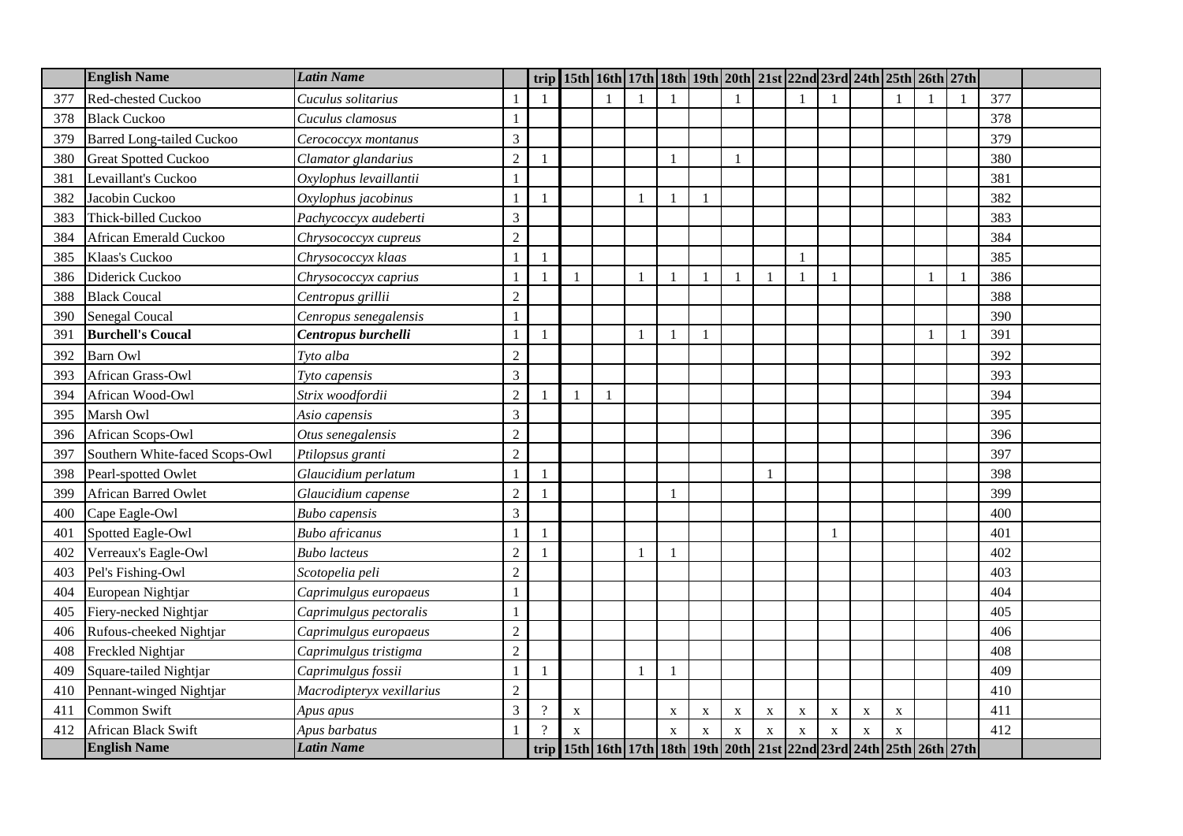| | English Name | Latin Name | | trip | 15th | 16th | 17th | 18th | 19th | 20th | 21st | 22nd | 23rd | 24th | 25th | 26th | 27th | | |
|---|---|---|---|---|---|---|---|---|---|---|---|---|---|---|---|---|---|---|---|
| 377 | Red-chested Cuckoo | *Cuculus solitarius* | 1 | 1 | | 1 | 1 | 1 | | 1 | | 1 | 1 | | 1 | 1 | 1 | 377 | |
| 378 | Black Cuckoo | *Cuculus clamosus* | 1 | | | | | | | | | | | | | | | 378 | |
| 379 | Barred Long-tailed Cuckoo | *Cercococcyx montanus* | 3 | | | | | | | | | | | | | | | 379 | |
| 380 | Great Spotted Cuckoo | *Clamator glandarius* | 2 | 1 | | | | 1 | | 1 | | | | | | | | 380 | |
| 381 | Levaillant's Cuckoo | *Oxylophus levaillantii* | 1 | | | | | | | | | | | | | | | 381 | |
| 382 | Jacobin Cuckoo | *Oxylophus jacobinus* | 1 | 1 | | | 1 | 1 | 1 | | | | | | | | | 382 | |
| 383 | Thick-billed Cuckoo | *Pachycoccyx audeberti* | 3 | | | | | | | | | | | | | | | 383 | |
| 384 | African Emerald Cuckoo | *Chrysococcyx cupreus* | 2 | | | | | | | | | | | | | | | 384 | |
| 385 | Klaas's Cuckoo | *Chrysococcyx klaas* | 1 | 1 | | | | | | | | 1 | | | | | | 385 | |
| 386 | Diderick Cuckoo | *Chrysococcyx caprius* | 1 | 1 | 1 | | 1 | 1 | 1 | 1 | 1 | 1 | 1 | | | 1 | 1 | 386 | |
| 388 | Black Coucal | *Centropus grillii* | 2 | | | | | | | | | | | | | | | 388 | |
| 390 | Senegal Coucal | *Cenropus senegalensis* | 1 | | | | | | | | | | | | | | | 390 | |
| 391 | **Burchell's Coucal** | ***Centropus burchelli*** | 1 | 1 | | | 1 | 1 | 1 | | | | | | | 1 | 1 | 391 | |
| 392 | Barn Owl | *Tyto alba* | 2 | | | | | | | | | | | | | | | 392 | |
| 393 | African Grass-Owl | *Tyto capensis* | 3 | | | | | | | | | | | | | | | 393 | |
| 394 | African Wood-Owl | *Strix woodfordii* | 2 | 1 | 1 | 1 | | | | | | | | | | | | 394 | |
| 395 | Marsh Owl | *Asio capensis* | 3 | | | | | | | | | | | | | | | 395 | |
| 396 | African Scops-Owl | *Otus senegalensis* | 2 | | | | | | | | | | | | | | | 396 | |
| 397 | Southern White-faced Scops-Owl | *Ptilopsus granti* | 2 | | | | | | | | | | | | | | | 397 | |
| 398 | Pearl-spotted Owlet | *Glaucidium perlatum* | 1 | 1 | | | | | | | 1 | | | | | | | 398 | |
| 399 | African Barred Owlet | *Glaucidium capense* | 2 | 1 | | | | 1 | | | | | | | | | | 399 | |
| 400 | Cape Eagle-Owl | *Bubo capensis* | 3 | | | | | | | | | | | | | | | 400 | |
| 401 | Spotted Eagle-Owl | *Bubo africanus* | 1 | 1 | | | | | | | | | 1 | | | | | 401 | |
| 402 | Verreaux's Eagle-Owl | *Bubo lacteus* | 2 | 1 | | | 1 | 1 | | | | | | | | | | 402 | |
| 403 | Pel's Fishing-Owl | *Scotopelia peli* | 2 | | | | | | | | | | | | | | | 403 | |
| 404 | European Nightjar | *Caprimulgus europaeus* | 1 | | | | | | | | | | | | | | | 404 | |
| 405 | Fiery-necked Nightjar | *Caprimulgus pectoralis* | 1 | | | | | | | | | | | | | | | 405 | |
| 406 | Rufous-cheeked Nightjar | *Caprimulgus europaeus* | 2 | | | | | | | | | | | | | | | 406 | |
| 408 | Freckled Nightjar | *Caprimulgus tristigma* | 2 | | | | | | | | | | | | | | | 408 | |
| 409 | Square-tailed Nightjar | *Caprimulgus fossii* | 1 | 1 | | | 1 | 1 | | | | | | | | | | 409 | |
| 410 | Pennant-winged Nightjar | *Macrodipteryx vexillarius* | 2 | | | | | | | | | | | | | | | 410 | |
| 411 | Common Swift | *Apus apus* | 3 | ? | x | | | x | x | x | x | x | x | x | x | | | 411 | |
| 412 | African Black Swift | *Apus barbatus* | 1 | ? | x | | | x | x | x | x | x | x | x | x | | | 412 | |
| | **English Name** | ***Latin Name*** | | **trip** | **15th** | **16th** | **17th** | **18th** | **19th** | **20th** | **21st** | **22nd** | **23rd** | **24th** | **25th** | **26th** | **27th** | | |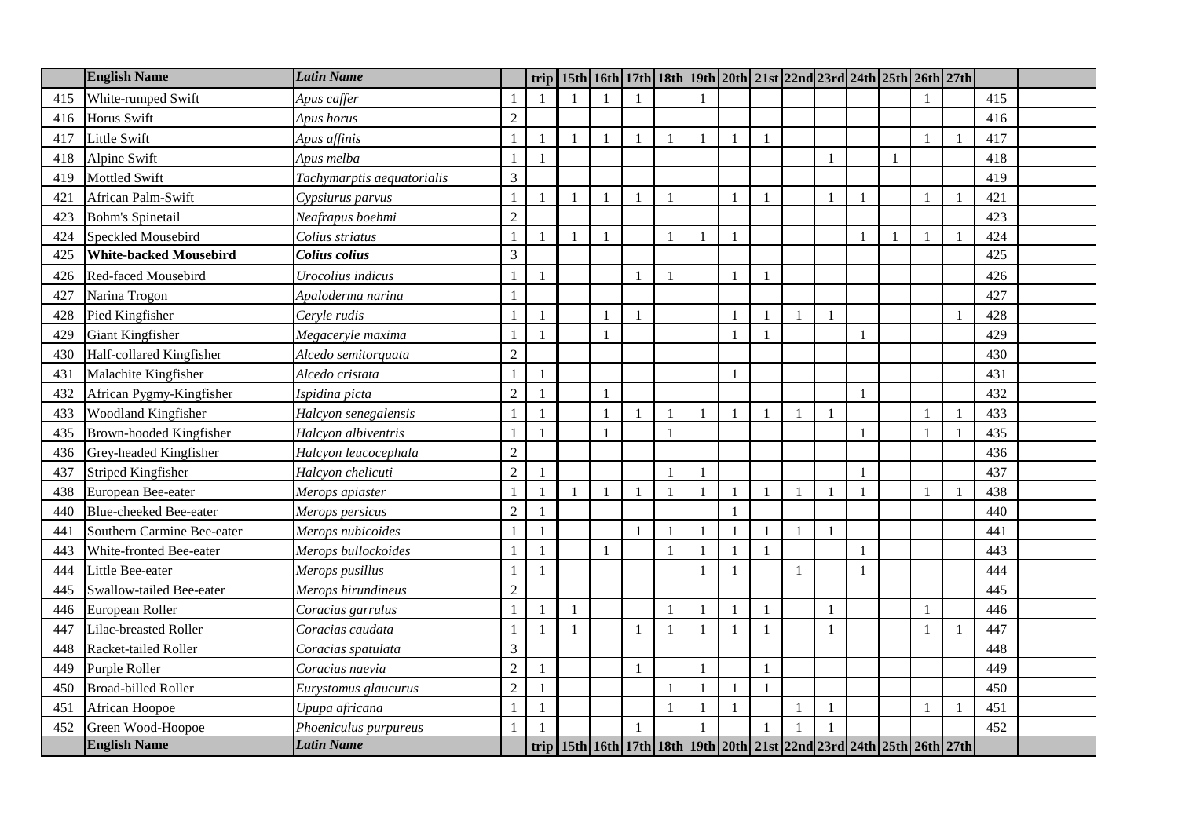| | English Name | Latin Name | | trip | 15th | 16th | 17th | 18th | 19th | 20th | 21st | 22nd | 23rd | 24th | 25th | 26th | 27th | | |
|---|---|---|---|---|---|---|---|---|---|---|---|---|---|---|---|---|---|---|---|
| 415 | White-rumped Swift | *Apus caffer* | 1 | 1 | 1 | 1 | 1 | | 1 | | | | | | | 1 | | 415 | |
| 416 | Horus Swift | *Apus horus* | 2 | | | | | | | | | | | | | | | 416 | |
| 417 | Little Swift | *Apus affinis* | 1 | 1 | 1 | 1 | 1 | 1 | 1 | 1 | 1 | | | | | 1 | 1 | 417 | |
| 418 | Alpine Swift | *Apus melba* | 1 | 1 | | | | | | | | | 1 | | 1 | | | 418 | |
| 419 | Mottled Swift | *Tachymarptis aequatorialis* | 3 | | | | | | | | | | | | | | | 419 | |
| 421 | African Palm-Swift | *Cypsiurus parvus* | 1 | 1 | 1 | 1 | 1 | 1 | | 1 | 1 | | 1 | 1 | | 1 | 1 | 421 | |
| 423 | Bohm's Spinetail | *Neafrapus boehmi* | 2 | | | | | | | | | | | | | | | 423 | |
| 424 | Speckled Mousebird | *Colius striatus* | 1 | 1 | 1 | 1 | | 1 | 1 | 1 | | | | 1 | 1 | 1 | 1 | 424 | |
| 425 | **White-backed Mousebird** | ***Colius colius*** | 3 | | | | | | | | | | | | | | | 425 | |
| 426 | Red-faced Mousebird | *Urocolius indicus* | 1 | 1 | | | 1 | 1 | | 1 | 1 | | | | | | | 426 | |
| 427 | Narina Trogon | *Apaloderma narina* | 1 | | | | | | | | | | | | | | | 427 | |
| 428 | Pied Kingfisher | *Ceryle rudis* | 1 | 1 | | 1 | 1 | | | 1 | 1 | 1 | 1 | | | | 1 | 428 | |
| 429 | Giant Kingfisher | *Megaceryle maxima* | 1 | 1 | | 1 | | | | 1 | 1 | | | 1 | | | | 429 | |
| 430 | Half-collared Kingfisher | *Alcedo semitorquata* | 2 | | | | | | | | | | | | | | | 430 | |
| 431 | Malachite Kingfisher | *Alcedo cristata* | 1 | 1 | | | | | | 1 | | | | | | | | 431 | |
| 432 | African Pygmy-Kingfisher | *Ispidina picta* | 2 | 1 | | 1 | | | | | | | | 1 | | | | 432 | |
| 433 | Woodland Kingfisher | *Halcyon senegalensis* | 1 | 1 | | 1 | 1 | 1 | 1 | 1 | 1 | 1 | 1 | | | 1 | 1 | 433 | |
| 435 | Brown-hooded Kingfisher | *Halcyon albiventris* | 1 | 1 | | 1 | | 1 | | | | | | 1 | | 1 | 1 | 435 | |
| 436 | Grey-headed Kingfisher | *Halcyon leucocephala* | 2 | | | | | | | | | | | | | | | 436 | |
| 437 | Striped Kingfisher | *Halcyon chelicuti* | 2 | 1 | | | | 1 | 1 | | | | | 1 | | | | 437 | |
| 438 | European Bee-eater | *Merops apiaster* | 1 | 1 | 1 | 1 | 1 | 1 | 1 | 1 | 1 | 1 | 1 | 1 | | 1 | 1 | 438 | |
| 440 | Blue-cheeked Bee-eater | *Merops persicus* | 2 | 1 | | | | | | 1 | | | | | | | | 440 | |
| 441 | Southern Carmine Bee-eater | *Merops nubicoides* | 1 | 1 | | | 1 | 1 | 1 | 1 | 1 | 1 | 1 | | | | | 441 | |
| 443 | White-fronted Bee-eater | *Merops bullockoides* | 1 | 1 | | 1 | | 1 | 1 | 1 | 1 | | | 1 | | | | 443 | |
| 444 | Little Bee-eater | *Merops pusillus* | 1 | 1 | | | | | 1 | 1 | | 1 | | 1 | | | | 444 | |
| 445 | Swallow-tailed Bee-eater | *Merops hirundineus* | 2 | | | | | | | | | | | | | | | 445 | |
| 446 | European Roller | *Coracias garrulus* | 1 | 1 | 1 | | | 1 | 1 | 1 | 1 | | 1 | | | 1 | | 446 | |
| 447 | Lilac-breasted Roller | *Coracias caudata* | 1 | 1 | 1 | | 1 | 1 | 1 | 1 | 1 | | 1 | | | 1 | 1 | 447 | |
| 448 | Racket-tailed Roller | *Coracias spatulata* | 3 | | | | | | | | | | | | | | | 448 | |
| 449 | Purple Roller | *Coracias naevia* | 2 | 1 | | | 1 | | 1 | | 1 | | | | | | | 449 | |
| 450 | Broad-billed Roller | *Eurystomus glaucurus* | 2 | 1 | | | | 1 | 1 | 1 | 1 | | | | | | | 450 | |
| 451 | African Hoopoe | *Upupa africana* | 1 | 1 | | | | 1 | 1 | 1 | | 1 | 1 | | | 1 | 1 | 451 | |
| 452 | Green Wood-Hoopoe | *Phoeniculus purpureus* | 1 | 1 | | | 1 | | 1 | | 1 | 1 | 1 | | | | | 452 | |
| | **English Name** | ***Latin Name*** | | **trip** | **15th** | **16th** | **17th** | **18th** | **19th** | **20th** | **21st** | **22nd** | **23rd** | **24th** | **25th** | **26th** | **27th** | | |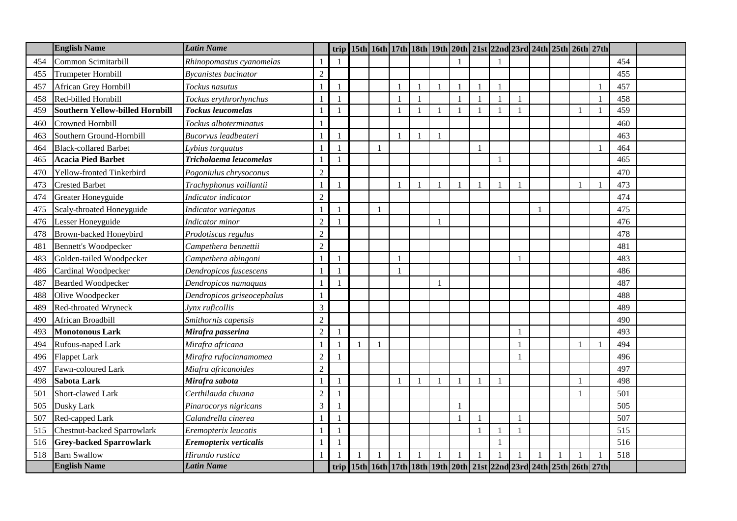| | English Name | Latin Name | | trip | 15th | 16th | 17th | 18th | 19th | 20th | 21st | 22nd | 23rd | 24th | 25th | 26th | 27th | | |
|---|---|---|---|---|---|---|---|---|---|---|---|---|---|---|---|---|---|---|---|
| 454 | Common Scimitarbill | *Rhinopomastus cyanomelas* | 1 | 1 | | | | | | 1 | | 1 | | | | | | 454 | |
| 455 | Trumpeter Hornbill | *Bycanistes bucinator* | 2 | | | | | | | | | | | | | | | 455 | |
| 457 | African Grey Hornbill | *Tockus nasutus* | 1 | 1 | | | 1 | 1 | 1 | 1 | 1 | 1 | | | | | 1 | 457 | |
| 458 | Red-billed Hornbill | *Tockus erythrorhynchus* | 1 | 1 | | | 1 | 1 | | 1 | 1 | 1 | 1 | | | | 1 | 458 | |
| 459 | **Southern Yellow-billed Hornbill** | ***Tockus leucomelas*** | 1 | 1 | | | 1 | 1 | 1 | 1 | 1 | 1 | 1 | | | 1 | 1 | 459 | |
| 460 | Crowned Hornbill | *Tockus alboterminatus* | 1 | | | | | | | | | | | | | | | 460 | |
| 463 | Southern Ground-Hornbill | *Bucorvus leadbeateri* | 1 | 1 | | | 1 | 1 | 1 | | | | | | | | | 463 | |
| 464 | Black-collared Barbet | *Lybius torquatus* | 1 | 1 | | 1 | | | | | 1 | | | | | | 1 | 464 | |
| 465 | **Acacia Pied Barbet** | ***Tricholaema leucomelas*** | 1 | 1 | | | | | | | | 1 | | | | | | 465 | |
| 470 | Yellow-fronted Tinkerbird | *Pogoniulus chrysoconus* | 2 | | | | | | | | | | | | | | | 470 | |
| 473 | Crested Barbet | *Trachyphonus vaillantii* | 1 | 1 | | | 1 | 1 | 1 | 1 | 1 | 1 | 1 | | | 1 | 1 | 473 | |
| 474 | Greater Honeyguide | *Indicator indicator* | 2 | | | | | | | | | | | | | | | 474 | |
| 475 | Scaly-throated Honeyguide | *Indicator variegatus* | 1 | 1 | | 1 | | | | | | | | 1 | | | | 475 | |
| 476 | Lesser Honeyguide | *Indicator minor* | 2 | 1 | | | | | 1 | | | | | | | | | 476 | |
| 478 | Brown-backed Honeybird | *Prodotiscus regulus* | 2 | | | | | | | | | | | | | | | 478 | |
| 481 | Bennett's Woodpecker | *Campethera bennettii* | 2 | | | | | | | | | | | | | | | 481 | |
| 483 | Golden-tailed Woodpecker | *Campethera abingoni* | 1 | 1 | | | 1 | | | | | | 1 | | | | | 483 | |
| 486 | Cardinal Woodpecker | *Dendropicos fuscescens* | 1 | 1 | | | 1 | | | | | | | | | | | 486 | |
| 487 | Bearded Woodpecker | *Dendropicos namaquus* | 1 | 1 | | | | | 1 | | | | | | | | | 487 | |
| 488 | Olive Woodpecker | *Dendropicos griseocephalus* | 1 | | | | | | | | | | | | | | | 488 | |
| 489 | Red-throated Wryneck | *Jynx ruficollis* | 3 | | | | | | | | | | | | | | | 489 | |
| 490 | African Broadbill | *Smithornis capensis* | 2 | | | | | | | | | | | | | | | 490 | |
| 493 | **Monotonous Lark** | ***Mirafra passerina*** | 2 | 1 | | | | | | | | | 1 | | | | | 493 | |
| 494 | Rufous-naped Lark | *Mirafra africana* | 1 | 1 | 1 | 1 | | | | | | | 1 | | | 1 | 1 | 494 | |
| 496 | Flappet Lark | *Mirafra rufocinnamomea* | 2 | 1 | | | | | | | | | 1 | | | | | 496 | |
| 497 | Fawn-coloured Lark | *Miafra africanoides* | 2 | | | | | | | | | | | | | | | 497 | |
| 498 | **Sabota Lark** | ***Mirafra sabota*** | 1 | 1 | | | 1 | 1 | 1 | 1 | 1 | 1 | | | | 1 | | 498 | |
| 501 | Short-clawed Lark | *Certhilauda chuana* | 2 | 1 | | | | | | | | | | | | 1 | | 501 | |
| 505 | Dusky Lark | *Pinarocorys nigricans* | 3 | 1 | | | | | | 1 | | | | | | | | 505 | |
| 507 | Red-capped Lark | *Calandrella cinerea* | 1 | 1 | | | | | | 1 | 1 | | 1 | | | | | 507 | |
| 515 | Chestnut-backed Sparrowlark | *Eremopterix leucotis* | 1 | 1 | | | | | | | 1 | 1 | 1 | | | | | 515 | |
| 516 | **Grey-backed Sparrowlark** | ***Eremopterix verticalis*** | 1 | 1 | | | | | | | | 1 | | | | | | 516 | |
| 518 | Barn Swallow | *Hirundo rustica* | 1 | 1 | 1 | 1 | 1 | 1 | 1 | 1 | 1 | 1 | 1 | 1 | 1 | 1 | 1 | 518 | |
| | **English Name** | ***Latin Name*** | | **trip** | **15th** | **16th** | **17th** | **18th** | **19th** | **20th** | **21st** | **22nd** | **23rd** | **24th** | **25th** | **26th** | **27th** | | |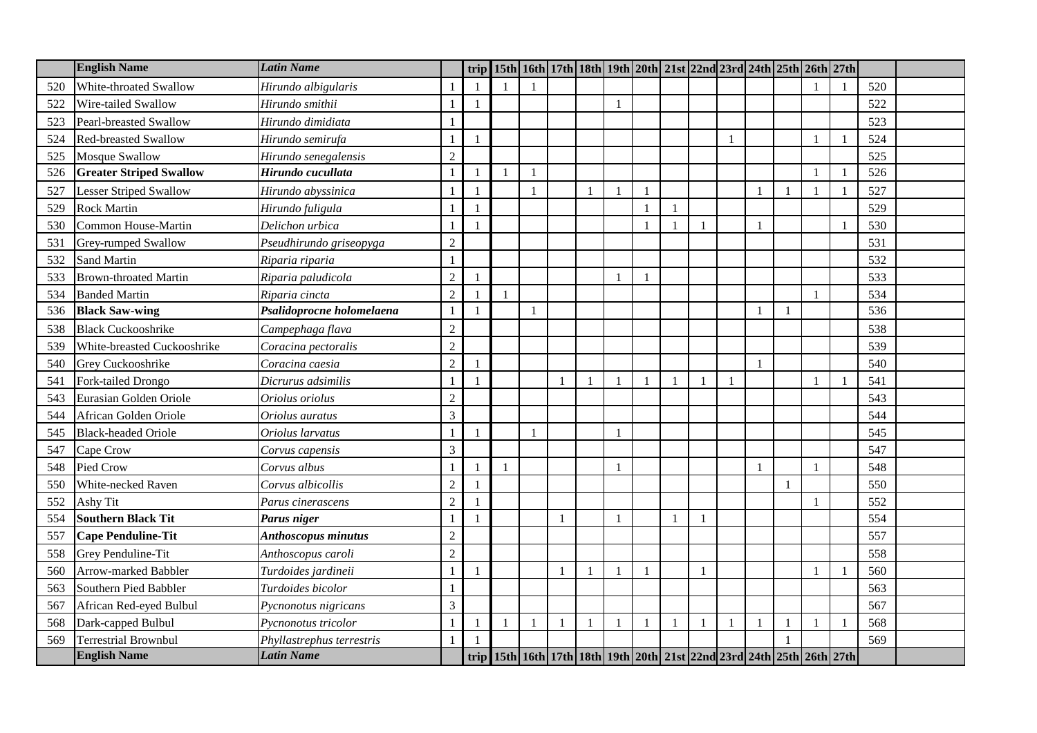| | English Name | Latin Name | | trip | 15th | 16th | 17th | 18th | 19th | 20th | 21st | 22nd | 23rd | 24th | 25th | 26th | 27th | | |
|---|---|---|---|---|---|---|---|---|---|---|---|---|---|---|---|---|---|---|---|
| 520 | White-throated Swallow | *Hirundo albigularis* | 1 | 1 | 1 | 1 | | | | | | | | | | 1 | 1 | 520 | |
| 522 | Wire-tailed Swallow | *Hirundo smithii* | 1 | 1 | | | | | 1 | | | | | | | | | 522 | |
| 523 | Pearl-breasted Swallow | *Hirundo dimidiata* | 1 | | | | | | | | | | | | | | | 523 | |
| 524 | Red-breasted Swallow | *Hirundo semirufa* | 1 | 1 | | | | | | | | | 1 | | | 1 | 1 | 524 | |
| 525 | Mosque Swallow | *Hirundo senegalensis* | 2 | | | | | | | | | | | | | | | 525 | |
| 526 | **Greater Striped Swallow** | ***Hirundo cucullata*** | 1 | 1 | 1 | 1 | | | | | | | | | | 1 | 1 | 526 | |
| 527 | Lesser Striped Swallow | *Hirundo abyssinica* | 1 | 1 | | 1 | | 1 | 1 | 1 | | | | 1 | 1 | 1 | 1 | 527 | |
| 529 | Rock Martin | *Hirundo fuligula* | 1 | 1 | | | | | | 1 | 1 | | | | | | | 529 | |
| 530 | Common House-Martin | *Delichon urbica* | 1 | 1 | | | | | | 1 | 1 | 1 | | 1 | | | 1 | 530 | |
| 531 | Grey-rumped Swallow | *Pseudhirundo griseopyga* | 2 | | | | | | | | | | | | | | | 531 | |
| 532 | Sand Martin | *Riparia riparia* | 1 | | | | | | | | | | | | | | | 532 | |
| 533 | Brown-throated Martin | *Riparia paludicola* | 2 | 1 | | | | | 1 | 1 | | | | | | | | 533 | |
| 534 | Banded Martin | *Riparia cincta* | 2 | 1 | 1 | | | | | | | | | | | 1 | | 534 | |
| 536 | **Black Saw-wing** | ***Psalidoprocne holomelaena*** | 1 | 1 | | 1 | | | | | | | | 1 | 1 | | | 536 | |
| 538 | Black Cuckooshrike | *Campephaga flava* | 2 | | | | | | | | | | | | | | | 538 | |
| 539 | White-breasted Cuckooshrike | *Coracina pectoralis* | 2 | | | | | | | | | | | | | | | 539 | |
| 540 | Grey Cuckooshrike | *Coracina caesia* | 2 | 1 | | | | | | | | | | 1 | | | | 540 | |
| 541 | Fork-tailed Drongo | *Dicrurus adsimilis* | 1 | 1 | | | 1 | 1 | 1 | 1 | 1 | 1 | 1 | | | 1 | 1 | 541 | |
| 543 | Eurasian Golden Oriole | *Oriolus oriolus* | 2 | | | | | | | | | | | | | | | 543 | |
| 544 | African Golden Oriole | *Oriolus auratus* | 3 | | | | | | | | | | | | | | | 544 | |
| 545 | Black-headed Oriole | *Oriolus larvatus* | 1 | 1 | | 1 | | | 1 | | | | | | | | | 545 | |
| 547 | Cape Crow | *Corvus capensis* | 3 | | | | | | | | | | | | | | | 547 | |
| 548 | Pied Crow | *Corvus albus* | 1 | 1 | 1 | | | | 1 | | | | | 1 | | 1 | | 548 | |
| 550 | White-necked Raven | *Corvus albicollis* | 2 | 1 | | | | | | | | | | | 1 | | | 550 | |
| 552 | Ashy Tit | *Parus cinerascens* | 2 | 1 | | | | | | | | | | | | 1 | | 552 | |
| 554 | **Southern Black Tit** | ***Parus niger*** | 1 | 1 | | | 1 | | 1 | | 1 | 1 | | | | | | 554 | |
| 557 | **Cape Penduline-Tit** | ***Anthoscopus minutus*** | 2 | | | | | | | | | | | | | | | 557 | |
| 558 | Grey Penduline-Tit | *Anthoscopus caroli* | 2 | | | | | | | | | | | | | | | 558 | |
| 560 | Arrow-marked Babbler | *Turdoides jardineii* | 1 | 1 | | | 1 | 1 | 1 | 1 | | 1 | | | | 1 | 1 | 560 | |
| 563 | Southern Pied Babbler | *Turdoides bicolor* | 1 | | | | | | | | | | | | | | | 563 | |
| 567 | African Red-eyed Bulbul | *Pycnonotus nigricans* | 3 | | | | | | | | | | | | | | | 567 | |
| 568 | Dark-capped Bulbul | *Pycnonotus tricolor* | 1 | 1 | 1 | 1 | 1 | 1 | 1 | 1 | 1 | 1 | 1 | 1 | 1 | 1 | 1 | 568 | |
| 569 | Terrestrial Brownbul | *Phyllastrephus terrestris* | 1 | 1 | | | | | | | | | | | 1 | | | 569 | |
| | **English Name** | ***Latin Name*** | | **trip** | **15th** | **16th** | **17th** | **18th** | **19th** | **20th** | **21st** | **22nd** | **23rd** | **24th** | **25th** | **26th** | **27th** | | |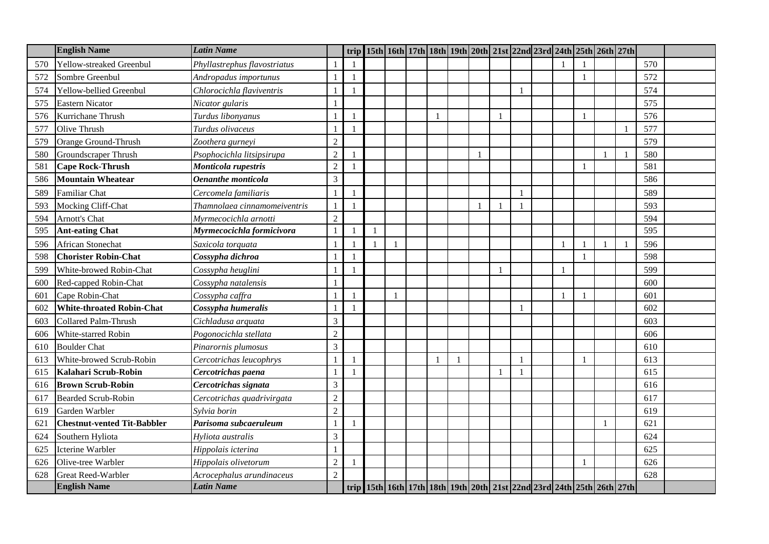| | English Name | Latin Name | | trip | 15th | 16th | 17th | 18th | 19th | 20th | 21st | 22nd | 23rd | 24th | 25th | 26th | 27th | | |
|---|---|---|---|---|---|---|---|---|---|---|---|---|---|---|---|---|---|---|---|
| 570 | Yellow-streaked Greenbul | *Phyllastrephus flavostriatus* | 1 | 1 | | | | | | | | | | 1 | 1 | | | 570 | |
| 572 | Sombre Greenbul | *Andropadus importunus* | 1 | 1 | | | | | | | | | | | 1 | | | 572 | |
| 574 | Yellow-bellied Greenbul | *Chlorocichla flaviventris* | 1 | 1 | | | | | | | | 1 | | | | | | 574 | |
| 575 | Eastern Nicator | *Nicator gularis* | 1 | | | | | | | | | | | | | | | 575 | |
| 576 | Kurrichane Thrush | *Turdus libonyanus* | 1 | 1 | | | | 1 | | | 1 | | | | 1 | | | 576 | |
| 577 | Olive Thrush | *Turdus olivaceus* | 1 | 1 | | | | | | | | | | | | | 1 | 577 | |
| 579 | Orange Ground-Thrush | *Zoothera gurneyi* | 2 | | | | | | | | | | | | | | | 579 | |
| 580 | Groundscraper Thrush | *Psophocichla litsipsirupa* | 2 | 1 | | | | | | 1 | | | | | | 1 | 1 | 580 | |
| 581 | **Cape Rock-Thrush** | ***Monticola rupestris*** | 2 | 1 | | | | | | | | | | | 1 | | | 581 | |
| 586 | **Mountain Wheatear** | ***Oenanthe monticola*** | 3 | | | | | | | | | | | | | | | 586 | |
| 589 | Familiar Chat | *Cercomela familiaris* | 1 | 1 | | | | | | | | 1 | | | | | | 589 | |
| 593 | Mocking Cliff-Chat | *Thamnolaea cinnamomeiventris* | 1 | 1 | | | | | | 1 | 1 | 1 | | | | | | 593 | |
| 594 | Arnott's Chat | *Myrmecocichla arnotti* | 2 | | | | | | | | | | | | | | | 594 | |
| 595 | **Ant-eating Chat** | ***Myrmecocichla formicivora*** | 1 | 1 | 1 | | | | | | | | | | | | | 595 | |
| 596 | African Stonechat | *Saxicola torquata* | 1 | 1 | 1 | 1 | | | | | | | | 1 | 1 | 1 | 1 | 596 | |
| 598 | **Chorister Robin-Chat** | ***Cossypha dichroa*** | 1 | 1 | | | | | | | | | | | 1 | | | 598 | |
| 599 | White-browed Robin-Chat | *Cossypha heuglini* | 1 | 1 | | | | | | | 1 | | | 1 | | | | 599 | |
| 600 | Red-capped Robin-Chat | *Cossypha natalensis* | 1 | | | | | | | | | | | | | | | 600 | |
| 601 | Cape Robin-Chat | *Cossypha caffra* | 1 | 1 | | 1 | | | | | | | | 1 | 1 | | | 601 | |
| 602 | **White-throated Robin-Chat** | ***Cossypha humeralis*** | 1 | 1 | | | | | | | | 1 | | | | | | 602 | |
| 603 | Collared Palm-Thrush | *Cichladusa arquata* | 3 | | | | | | | | | | | | | | | 603 | |
| 606 | White-starred Robin | *Pogonocichla stellata* | 2 | | | | | | | | | | | | | | | 606 | |
| 610 | Boulder Chat | *Pinarornis plumosus* | 3 | | | | | | | | | | | | | | | 610 | |
| 613 | White-browed Scrub-Robin | *Cercotrichas leucophrys* | 1 | 1 | | | | 1 | 1 | | | 1 | | | 1 | | | 613 | |
| 615 | **Kalahari Scrub-Robin** | ***Cercotrichas paena*** | 1 | 1 | | | | | | | 1 | 1 | | | | | | 615 | |
| 616 | **Brown Scrub-Robin** | ***Cercotrichas signata*** | 3 | | | | | | | | | | | | | | | 616 | |
| 617 | Bearded Scrub-Robin | *Cercotrichas quadrivirgata* | 2 | | | | | | | | | | | | | | | 617 | |
| 619 | Garden Warbler | *Sylvia borin* | 2 | | | | | | | | | | | | | | | 619 | |
| 621 | **Chestnut-vented Tit-Babbler** | ***Parisoma subcaeruleum*** | 1 | 1 | | | | | | | | | | | | 1 | | 621 | |
| 624 | Southern Hyliota | *Hyliota australis* | 3 | | | | | | | | | | | | | | | 624 | |
| 625 | Icterine Warbler | *Hippolais icterina* | 1 | | | | | | | | | | | | | | | 625 | |
| 626 | Olive-tree Warbler | *Hippolais olivetorum* | 2 | 1 | | | | | | | | | | | 1 | | | 626 | |
| 628 | Great Reed-Warbler | *Acrocephalus arundinaceus* | 2 | | | | | | | | | | | | | | | 628 | |
| | **English Name** | ***Latin Name*** | | **trip** | **15th** | **16th** | **17th** | **18th** | **19th** | **20th** | **21st** | **22nd** | **23rd** | **24th** | **25th** | **26th** | **27th** | | |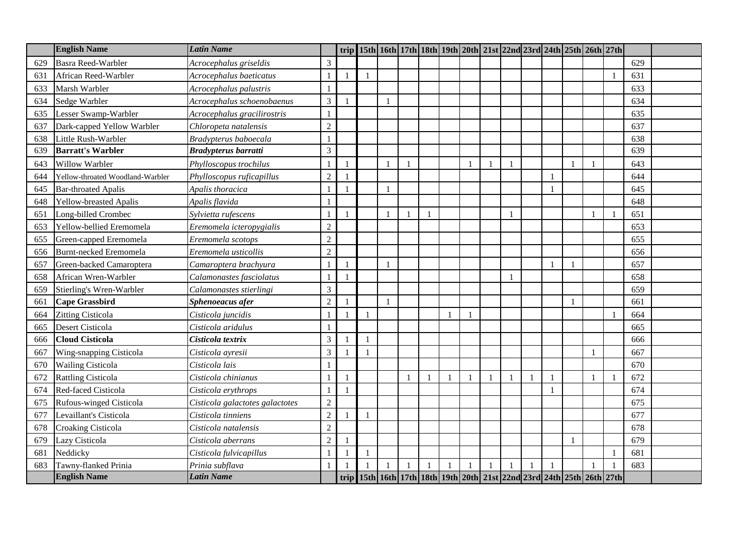| | English Name | Latin Name | | trip | 15th | 16th | 17th | 18th | 19th | 20th | 21st | 22nd | 23rd | 24th | 25th | 26th | 27th | | |
|---|---|---|---|---|---|---|---|---|---|---|---|---|---|---|---|---|---|---|---|
| 629 | Basra Reed-Warbler | *Acrocephalus griseldis* | 3 | | | | | | | | | | | | | | | 629 | |
| 631 | African Reed-Warbler | *Acrocephalus baeticatus* | 1 | 1 | 1 | | | | | | | | | | | | 1 | 631 | |
| 633 | Marsh Warbler | *Acrocephalus palustris* | 1 | | | | | | | | | | | | | | | 633 | |
| 634 | Sedge Warbler | *Acrocephalus schoenobaenus* | 3 | 1 | | 1 | | | | | | | | | | | | 634 | |
| 635 | Lesser Swamp-Warbler | *Acrocephalus gracilirostris* | 1 | | | | | | | | | | | | | | | 635 | |
| 637 | Dark-capped Yellow Warbler | *Chloropeta natalensis* | 2 | | | | | | | | | | | | | | | 637 | |
| 638 | Little Rush-Warbler | *Bradypterus baboecala* | 1 | | | | | | | | | | | | | | | 638 | |
| 639 | **Barratt's Warbler** | ***Bradypterus barratti*** | 3 | | | | | | | | | | | | | | | 639 | |
| 643 | Willow Warbler | *Phylloscopus trochilus* | 1 | 1 | | 1 | 1 | | | 1 | 1 | 1 | | | 1 | 1 | | 643 | |
| 644 | Yellow-throated Woodland-Warbler | *Phylloscopus ruficapillus* | 2 | 1 | | | | | | | | | | 1 | | | | 644 | |
| 645 | Bar-throated Apalis | *Apalis thoracica* | 1 | 1 | | 1 | | | | | | | | 1 | | | | 645 | |
| 648 | Yellow-breasted Apalis | *Apalis flavida* | 1 | | | | | | | | | | | | | | | 648 | |
| 651 | Long-billed Crombec | *Sylvietta rufescens* | 1 | 1 | | 1 | 1 | 1 | | | | 1 | | | | 1 | 1 | 651 | |
| 653 | Yellow-bellied Eremomela | *Eremomela icteropygialis* | 2 | | | | | | | | | | | | | | | 653 | |
| 655 | Green-capped Eremomela | *Eremomela scotops* | 2 | | | | | | | | | | | | | | | 655 | |
| 656 | Burnt-necked Eremomela | *Eremomela usticollis* | 2 | | | | | | | | | | | | | | | 656 | |
| 657 | Green-backed Camaroptera | *Camaroptera brachyura* | 1 | 1 | | 1 | | | | | | | | 1 | 1 | | | 657 | |
| 658 | African Wren-Warbler | *Calamonastes fasciolatus* | 1 | 1 | | | | | | | | 1 | | | | | | 658 | |
| 659 | Stierling's Wren-Warbler | *Calamonastes stierlingi* | 3 | | | | | | | | | | | | | | | 659 | |
| 661 | **Cape Grassbird** | ***Sphenoeacus afer*** | 2 | 1 | | 1 | | | | | | | | | 1 | | | 661 | |
| 664 | Zitting Cisticola | *Cisticola juncidis* | 1 | 1 | 1 | | | | 1 | 1 | | | | | | | 1 | 664 | |
| 665 | Desert Cisticola | *Cisticola aridulus* | 1 | | | | | | | | | | | | | | | 665 | |
| 666 | **Cloud Cisticola** | ***Cisticola textrix*** | 3 | 1 | 1 | | | | | | | | | | | | | 666 | |
| 667 | Wing-snapping Cisticola | *Cisticola ayresii* | 3 | 1 | 1 | | | | | | | | | | | 1 | | 667 | |
| 670 | Wailing Cisticola | *Cisticola lais* | 1 | | | | | | | | | | | | | | | 670 | |
| 672 | Rattling Cisticola | *Cisticola chinianus* | 1 | 1 | | | 1 | 1 | 1 | 1 | 1 | 1 | 1 | 1 | | 1 | 1 | 672 | |
| 674 | Red-faced Cisticola | *Cisticola erythrops* | 1 | 1 | | | | | | | | | | 1 | | | | 674 | |
| 675 | Rufous-winged Cisticola | *Cisticola galactotes galactotes* | 2 | | | | | | | | | | | | | | | 675 | |
| 677 | Levaillant's Cisticola | *Cisticola tinniens* | 2 | 1 | 1 | | | | | | | | | | | | | 677 | |
| 678 | Croaking Cisticola | *Cisticola natalensis* | 2 | | | | | | | | | | | | | | | 678 | |
| 679 | Lazy Cisticola | *Cisticola aberrans* | 2 | 1 | | | | | | | | | | | 1 | | | 679 | |
| 681 | Neddicky | *Cisticola fulvicapillus* | 1 | 1 | 1 | | | | | | | | | | | | 1 | 681 | |
| 683 | Tawny-flanked Prinia | *Prinia subflava* | 1 | 1 | 1 | 1 | 1 | 1 | 1 | 1 | 1 | 1 | 1 | 1 | | 1 | 1 | 683 | |
| | **English Name** | ***Latin Name*** | | **trip** | **15th** | **16th** | **17th** | **18th** | **19th** | **20th** | **21st** | **22nd** | **23rd** | **24th** | **25th** | **26th** | **27th** | | |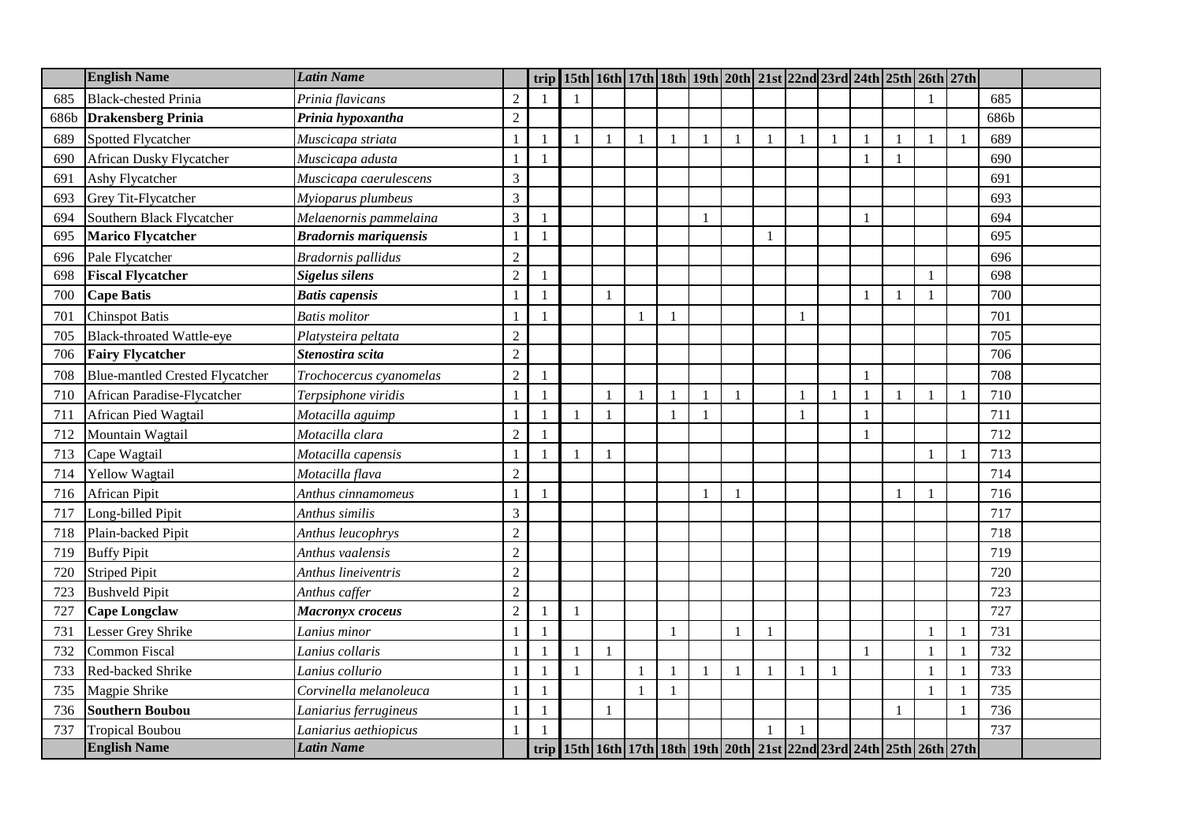| | English Name | Latin Name | | trip | 15th | 16th | 17th | 18th | 19th | 20th | 21st | 22nd | 23rd | 24th | 25th | 26th | 27th | | |
|---|---|---|---|---|---|---|---|---|---|---|---|---|---|---|---|---|---|---|---|
| 685 | Black-chested Prinia | *Prinia flavicans* | 2 | 1 | 1 | | | | | | | | | | | 1 | | 685 | |
| 686b | **Drakensberg Prinia** | ***Prinia hypoxantha*** | 2 | | | | | | | | | | | | | | | 686b | |
| 689 | Spotted Flycatcher | *Muscicapa striata* | 1 | 1 | 1 | 1 | 1 | 1 | 1 | 1 | 1 | 1 | 1 | 1 | 1 | 1 | 1 | 689 | |
| 690 | African Dusky Flycatcher | *Muscicapa adusta* | 1 | 1 | | | | | | | | | | 1 | 1 | | | 690 | |
| 691 | Ashy Flycatcher | *Muscicapa caerulescens* | 3 | | | | | | | | | | | | | | | 691 | |
| 693 | Grey Tit-Flycatcher | *Myioparus plumbeus* | 3 | | | | | | | | | | | | | | | 693 | |
| 694 | Southern Black Flycatcher | *Melaenornis pammelaina* | 3 | 1 | | | | | 1 | | | | | 1 | | | | 694 | |
| 695 | **Marico Flycatcher** | ***Bradornis mariquensis*** | 1 | 1 | | | | | | | 1 | | | | | | | 695 | |
| 696 | Pale Flycatcher | *Bradornis pallidus* | 2 | | | | | | | | | | | | | | | 696 | |
| 698 | **Fiscal Flycatcher** | ***Sigelus silens*** | 2 | 1 | | | | | | | | | | | | 1 | | 698 | |
| 700 | **Cape Batis** | ***Batis capensis*** | 1 | 1 | | 1 | | | | | | | | 1 | 1 | 1 | | 700 | |
| 701 | Chinspot Batis | *Batis molitor* | 1 | 1 | | | 1 | 1 | | | | 1 | | | | | | 701 | |
| 705 | Black-throated Wattle-eye | *Platysteira peltata* | 2 | | | | | | | | | | | | | | | 705 | |
| 706 | **Fairy Flycatcher** | ***Stenostira scita*** | 2 | | | | | | | | | | | | | | | 706 | |
| 708 | Blue-mantled Crested Flycatcher | *Trochocercus cyanomelas* | 2 | 1 | | | | | | | | | | 1 | | | | 708 | |
| 710 | African Paradise-Flycatcher | *Terpsiphone viridis* | 1 | 1 | | 1 | 1 | 1 | 1 | 1 | | 1 | 1 | 1 | 1 | 1 | 1 | 710 | |
| 711 | African Pied Wagtail | *Motacilla aguimp* | 1 | 1 | 1 | 1 | | 1 | 1 | | | 1 | | 1 | | | | 711 | |
| 712 | Mountain Wagtail | *Motacilla clara* | 2 | 1 | | | | | | | | | | 1 | | | | 712 | |
| 713 | Cape Wagtail | *Motacilla capensis* | 1 | 1 | 1 | 1 | | | | | | | | | | 1 | 1 | 713 | |
| 714 | Yellow Wagtail | *Motacilla flava* | 2 | | | | | | | | | | | | | | | 714 | |
| 716 | African Pipit | *Anthus cinnamomeus* | 1 | 1 | | | | | 1 | 1 | | | | | 1 | 1 | | 716 | |
| 717 | Long-billed Pipit | *Anthus similis* | 3 | | | | | | | | | | | | | | | 717 | |
| 718 | Plain-backed Pipit | *Anthus leucophrys* | 2 | | | | | | | | | | | | | | | 718 | |
| 719 | Buffy Pipit | *Anthus vaalensis* | 2 | | | | | | | | | | | | | | | 719 | |
| 720 | Striped Pipit | *Anthus lineiventris* | 2 | | | | | | | | | | | | | | | 720 | |
| 723 | Bushveld Pipit | *Anthus caffer* | 2 | | | | | | | | | | | | | | | 723 | |
| 727 | **Cape Longclaw** | ***Macronyx croceus*** | 2 | 1 | 1 | | | | | | | | | | | | | 727 | |
| 731 | Lesser Grey Shrike | *Lanius minor* | 1 | 1 | | | | 1 | | 1 | 1 | | | | | 1 | 1 | 731 | |
| 732 | Common Fiscal | *Lanius collaris* | 1 | 1 | 1 | 1 | | | | | | | | 1 | | 1 | 1 | 732 | |
| 733 | Red-backed Shrike | *Lanius collurio* | 1 | 1 | 1 | | 1 | 1 | 1 | 1 | 1 | 1 | 1 | | | 1 | 1 | 733 | |
| 735 | Magpie Shrike | *Corvinella melanoleuca* | 1 | 1 | | | 1 | 1 | | | | | | | | 1 | 1 | 735 | |
| 736 | **Southern Boubou** | *Laniarius ferrugineus* | 1 | 1 | | 1 | | | | | | | | | 1 | | 1 | 736 | |
| 737 | Tropical Boubou | *Laniarius aethiopicus* | 1 | 1 | | | | | | | 1 | 1 | | | | | | 737 | |
| | **English Name** | ***Latin Name*** | | trip | 15th | 16th | 17th | 18th | 19th | 20th | 21st | 22nd | 23rd | 24th | 25th | 26th | 27th | | |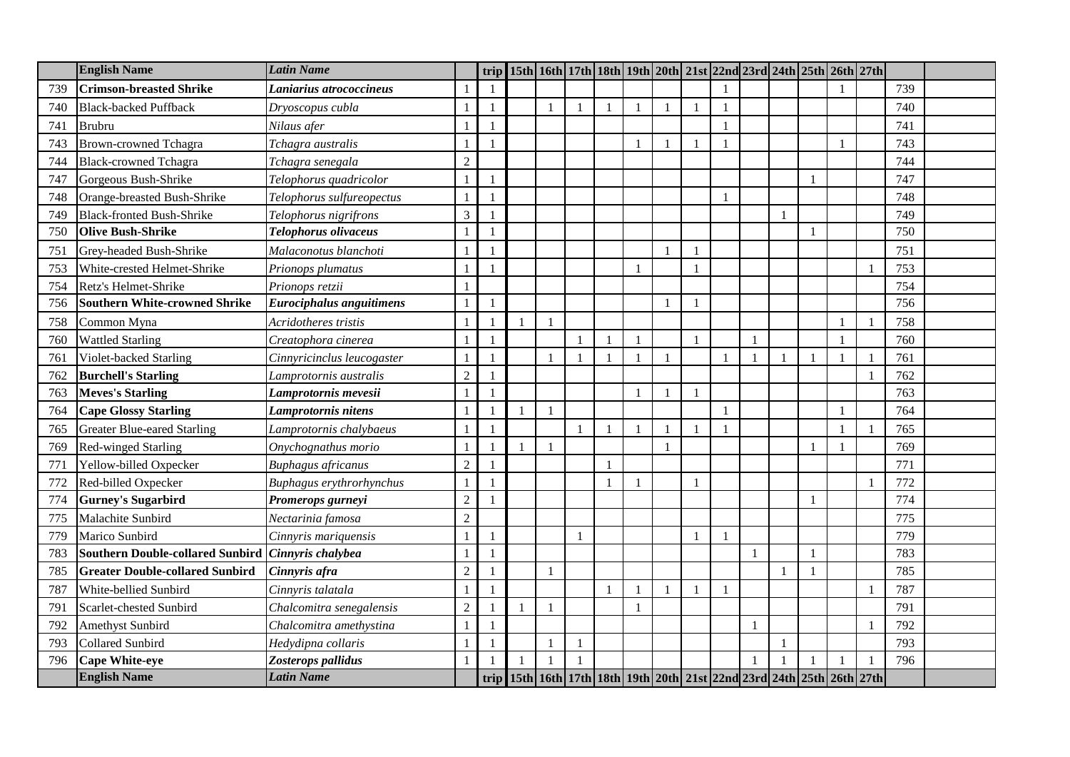| | English Name | Latin Name | | trip | 15th | 16th | 17th | 18th | 19th | 20th | 21st | 22nd | 23rd | 24th | 25th | 26th | 27th | | |
|---|---|---|---|---|---|---|---|---|---|---|---|---|---|---|---|---|---|---|---|
| 739 | **Crimson-breasted Shrike** | ***Laniarius atrococcineus*** | 1 | 1 | | | | | | | | 1 | | | | 1 | | 739 | |
| 740 | Black-backed Puffback | *Dryoscopus cubla* | 1 | 1 | | 1 | 1 | 1 | 1 | 1 | 1 | 1 | | | | | | 740 | |
| 741 | Brubru | *Nilaus afer* | 1 | 1 | | | | | | | | 1 | | | | | | 741 | |
| 743 | Brown-crowned Tchagra | *Tchagra australis* | 1 | 1 | | | | | 1 | 1 | 1 | 1 | | | | 1 | | 743 | |
| 744 | Black-crowned Tchagra | *Tchagra senegala* | 2 | | | | | | | | | | | | | | | 744 | |
| 747 | Gorgeous Bush-Shrike | *Telophorus quadricolor* | 1 | 1 | | | | | | | | | | | 1 | | | 747 | |
| 748 | Orange-breasted Bush-Shrike | *Telophorus sulfureopectus* | 1 | 1 | | | | | | | | 1 | | | | | | 748 | |
| 749 | Black-fronted Bush-Shrike | *Telophorus nigrifrons* | 3 | 1 | | | | | | | | | | 1 | | | | 749 | |
| 750 | **Olive Bush-Shrike** | ***Telophorus olivaceus*** | 1 | 1 | | | | | | | | | | | 1 | | | 750 | |
| 751 | Grey-headed Bush-Shrike | *Malaconotus blanchoti* | 1 | 1 | | | | | | 1 | 1 | | | | | | | 751 | |
| 753 | White-crested Helmet-Shrike | *Prionops plumatus* | 1 | 1 | | | | | 1 | | 1 | | | | | | 1 | 753 | |
| 754 | Retz's Helmet-Shrike | *Prionops retzii* | 1 | | | | | | | | | | | | | | | 754 | |
| 756 | **Southern White-crowned Shrike** | ***Eurociphalus anguitimens*** | 1 | 1 | | | | | | 1 | 1 | | | | | | | 756 | |
| 758 | Common Myna | *Acridotheres tristis* | 1 | 1 | 1 | 1 | | | | | | | | | | 1 | 1 | 758 | |
| 760 | Wattled Starling | *Creatophora cinerea* | 1 | 1 | | | 1 | 1 | 1 | | 1 | | 1 | | | 1 | | 760 | |
| 761 | Violet-backed Starling | *Cinnyricinclus leucogaster* | 1 | 1 | | 1 | 1 | 1 | 1 | 1 | | 1 | 1 | 1 | 1 | 1 | 1 | 761 | |
| 762 | **Burchell's Starling** | *Lamprotornis australis* | 2 | 1 | | | | | | | | | | | | | 1 | 762 | |
| 763 | **Meves's Starling** | ***Lamprotornis mevesii*** | 1 | 1 | | | | | 1 | 1 | 1 | | | | | | | 763 | |
| 764 | **Cape Glossy Starling** | ***Lamprotornis nitens*** | 1 | 1 | 1 | 1 | | | | | | 1 | | | | 1 | | 764 | |
| 765 | Greater Blue-eared Starling | *Lamprotornis chalybaeus* | 1 | 1 | | | 1 | 1 | 1 | 1 | 1 | 1 | | | | 1 | 1 | 765 | |
| 769 | Red-winged Starling | *Onychognathus morio* | 1 | 1 | 1 | 1 | | | | 1 | | | | | 1 | 1 | | 769 | |
| 771 | Yellow-billed Oxpecker | *Buphagus africanus* | 2 | 1 | | | | 1 | | | | | | | | | | 771 | |
| 772 | Red-billed Oxpecker | *Buphagus erythrorhynchus* | 1 | 1 | | | | 1 | 1 | | 1 | | | | | | 1 | 772 | |
| 774 | **Gurney's Sugarbird** | ***Promerops gurneyi*** | 2 | 1 | | | | | | | | | | | 1 | | | 774 | |
| 775 | Malachite Sunbird | *Nectarinia famosa* | 2 | | | | | | | | | | | | | | | 775 | |
| 779 | Marico Sunbird | *Cinnyris mariquensis* | 1 | 1 | | | 1 | | | | 1 | 1 | | | | | | 779 | |
| 783 | **Southern Double-collared Sunbird** | *Cinnyris chalybea* | 1 | 1 | | | | | | | | | 1 | | 1 | | | 783 | |
| 785 | **Greater Double-collared Sunbird** | *Cinnyris afra* | 2 | 1 | | 1 | | | | | | | | 1 | 1 | | | 785 | |
| 787 | White-bellied Sunbird | *Cinnyris talatala* | 1 | 1 | | | | 1 | 1 | 1 | 1 | 1 | | | | | 1 | 787 | |
| 791 | Scarlet-chested Sunbird | *Chalcomitra senegalensis* | 2 | 1 | 1 | 1 | | | 1 | | | | | | | | | 791 | |
| 792 | Amethyst Sunbird | *Chalcomitra amethystina* | 1 | 1 | | | | | | | | | 1 | | | | 1 | 792 | |
| 793 | Collared Sunbird | *Hedydipna collaris* | 1 | 1 | | 1 | 1 | | | | | | | 1 | | | | 793 | |
| 796 | **Cape White-eye** | ***Zosterops pallidus*** | 1 | 1 | 1 | 1 | 1 | | | | | | 1 | 1 | 1 | 1 | 1 | 796 | |
| | **English Name** | ***Latin Name*** | | **trip** | **15th** | **16th** | **17th** | **18th** | **19th** | **20th** | **21st** | **22nd** | **23rd** | **24th** | **25th** | **26th** | **27th** | | |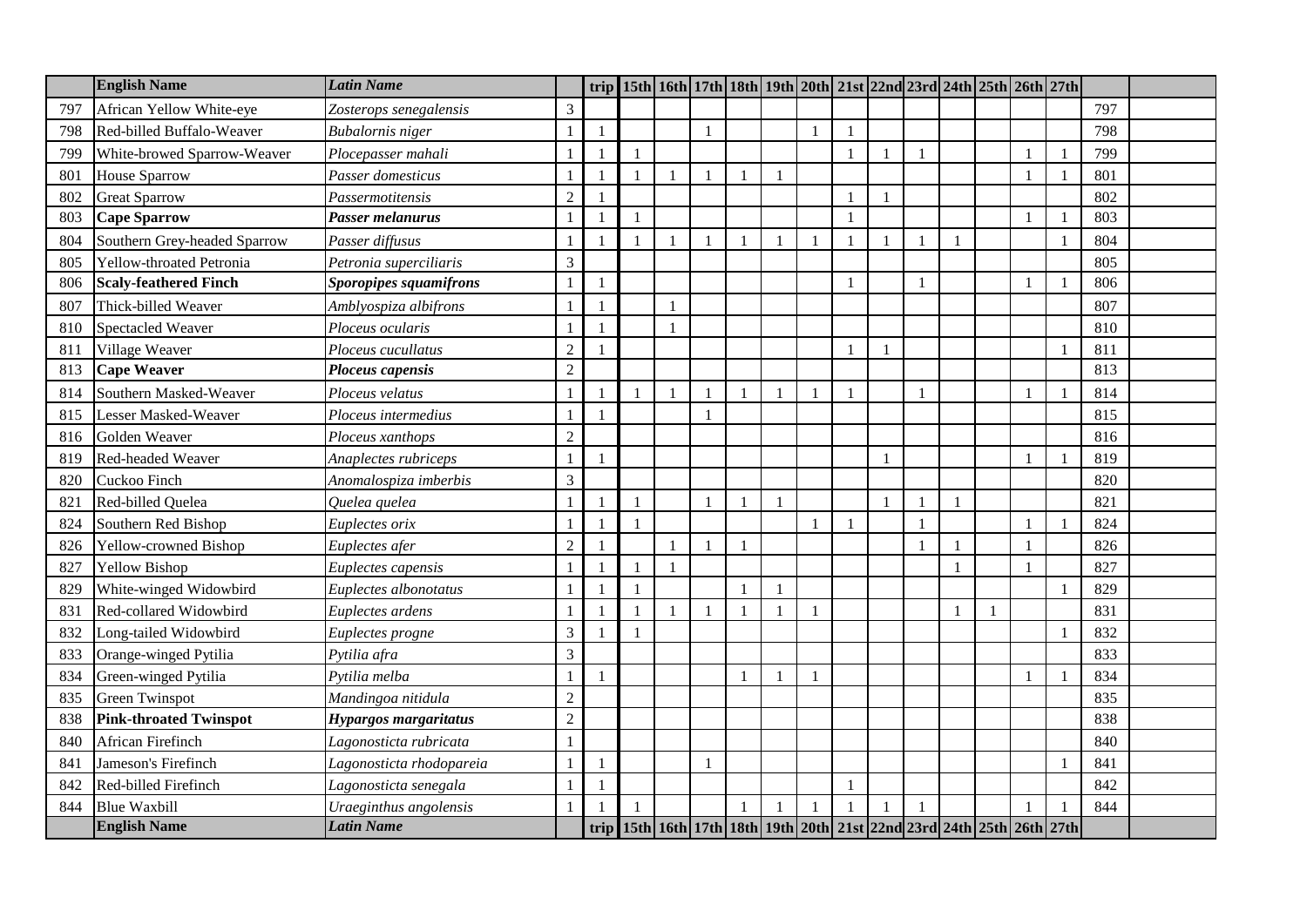| | **English Name** | ***Latin Name*** | | **trip** | **15th** | **16th** | **17th** | **18th** | **19th** | **20th** | **21st** | **22nd** | **23rd** | **24th** | **25th** | **26th** | **27th** | | |
|---|---|---|---|---|---|---|---|---|---|---|---|---|---|---|---|---|---|---|---|
| 797 | African Yellow White-eye | *Zosterops senegalensis* | 3 | | | | | | | | | | | | | | | 797 | |
| 798 | Red-billed Buffalo-Weaver | *Bubalornis niger* | 1 | 1 | | | 1 | | | 1 | 1 | | | | | | | 798 | |
| 799 | White-browed Sparrow-Weaver | *Plocepasser mahali* | 1 | 1 | 1 | | | | | | 1 | 1 | 1 | | | 1 | 1 | 799 | |
| 801 | House Sparrow | *Passer domesticus* | 1 | 1 | 1 | 1 | 1 | 1 | 1 | | | | | | | 1 | 1 | 801 | |
| 802 | Great Sparrow | *Passermotitensis* | 2 | 1 | | | | | | | 1 | 1 | | | | | | 802 | |
| 803 | **Cape Sparrow** | ***Passer melanurus*** | 1 | 1 | 1 | | | | | | 1 | | | | | 1 | 1 | 803 | |
| 804 | Southern Grey-headed Sparrow | *Passer diffusus* | 1 | 1 | 1 | 1 | 1 | 1 | 1 | 1 | 1 | 1 | 1 | 1 | | | 1 | 804 | |
| 805 | Yellow-throated Petronia | *Petronia superciliaris* | 3 | | | | | | | | | | | | | | | 805 | |
| 806 | **Scaly-feathered Finch** | ***Sporopipes squamifrons*** | 1 | 1 | | | | | | | 1 | | 1 | | | 1 | 1 | 806 | |
| 807 | Thick-billed Weaver | *Amblyospiza albifrons* | 1 | 1 | | 1 | | | | | | | | | | | | 807 | |
| 810 | Spectacled Weaver | *Ploceus ocularis* | 1 | 1 | | 1 | | | | | | | | | | | | 810 | |
| 811 | Village Weaver | *Ploceus cucullatus* | 2 | 1 | | | | | | | 1 | 1 | | | | | 1 | 811 | |
| 813 | **Cape Weaver** | ***Ploceus capensis*** | 2 | | | | | | | | | | | | | | | 813 | |
| 814 | Southern Masked-Weaver | *Ploceus velatus* | 1 | 1 | 1 | 1 | 1 | 1 | 1 | 1 | 1 | | 1 | | | 1 | 1 | 814 | |
| 815 | Lesser Masked-Weaver | *Ploceus intermedius* | 1 | 1 | | | 1 | | | | | | | | | | | 815 | |
| 816 | Golden Weaver | *Ploceus xanthops* | 2 | | | | | | | | | | | | | | | 816 | |
| 819 | Red-headed Weaver | *Anaplectes rubriceps* | 1 | 1 | | | | | | | | 1 | | | | 1 | 1 | 819 | |
| 820 | Cuckoo Finch | *Anomalospiza imberbis* | 3 | | | | | | | | | | | | | | | 820 | |
| 821 | Red-billed Quelea | *Quelea quelea* | 1 | 1 | 1 | | 1 | 1 | 1 | | | 1 | 1 | 1 | | | | 821 | |
| 824 | Southern Red Bishop | *Euplectes orix* | 1 | 1 | 1 | | | | | 1 | 1 | | 1 | | | 1 | 1 | 824 | |
| 826 | Yellow-crowned Bishop | *Euplectes afer* | 2 | 1 | | 1 | 1 | 1 | | | | | 1 | 1 | | 1 | | 826 | |
| 827 | Yellow Bishop | *Euplectes capensis* | 1 | 1 | 1 | 1 | | | | | | | | 1 | | 1 | | 827 | |
| 829 | White-winged Widowbird | *Euplectes albonotatus* | 1 | 1 | 1 | | | 1 | 1 | | | | | | | | 1 | 829 | |
| 831 | Red-collared Widowbird | *Euplectes ardens* | 1 | 1 | 1 | 1 | 1 | 1 | 1 | 1 | | | | 1 | 1 | | | 831 | |
| 832 | Long-tailed Widowbird | *Euplectes progne* | 3 | 1 | 1 | | | | | | | | | | | | 1 | 832 | |
| 833 | Orange-winged Pytilia | *Pytilia afra* | 3 | | | | | | | | | | | | | | | 833 | |
| 834 | Green-winged Pytilia | *Pytilia melba* | 1 | 1 | | | | 1 | 1 | 1 | | | | | | 1 | 1 | 834 | |
| 835 | Green Twinspot | *Mandingoa nitidula* | 2 | | | | | | | | | | | | | | | 835 | |
| 838 | **Pink-throated Twinspot** | ***Hypargos margaritatus*** | 2 | | | | | | | | | | | | | | | 838 | |
| 840 | African Firefinch | *Lagonosticta rubricata* | 1 | | | | | | | | | | | | | | | 840 | |
| 841 | Jameson's Firefinch | *Lagonosticta rhodopareia* | 1 | 1 | | | 1 | | | | | | | | | | 1 | 841 | |
| 842 | Red-billed Firefinch | *Lagonosticta senegala* | 1 | 1 | | | | | | | 1 | | | | | | | 842 | |
| 844 | Blue Waxbill | *Uraeginthus angolensis* | 1 | 1 | 1 | | | 1 | 1 | 1 | 1 | 1 | 1 | | | 1 | 1 | 844 | |
| | **English Name** | ***Latin Name*** | | **trip** | **15th** | **16th** | **17th** | **18th** | **19th** | **20th** | **21st** | **22nd** | **23rd** | **24th** | **25th** | **26th** | **27th** | | |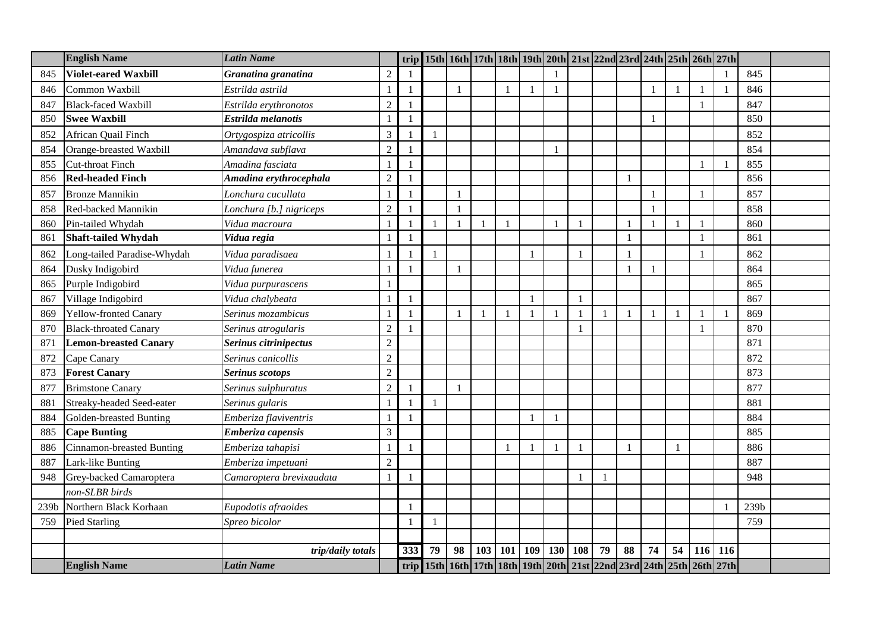| | English Name | Latin Name | | trip | 15th | 16th | 17th | 18th | 19th | 20th | 21st | 22nd | 23rd | 24th | 25th | 26th | 27th | | |
|---|---|---|---|---|---|---|---|---|---|---|---|---|---|---|---|---|---|---|---|
| 845 | **Violet-eared Waxbill** | ***Granatina granatina*** | 2 | 1 | | | | | | 1 | | | | | | | 1 | 845 | |
| 846 | Common Waxbill | *Estrilda astrild* | 1 | 1 | | 1 | | 1 | 1 | 1 | | | | 1 | 1 | 1 | 1 | 846 | |
| 847 | Black-faced Waxbill | *Estrilda erythronotos* | 2 | 1 | | | | | | | | | | | | 1 | | 847 | |
| 850 | **Swee Waxbill** | ***Estrilda melanotis*** | 1 | 1 | | | | | | | | | | 1 | | | | 850 | |
| 852 | African Quail Finch | *Ortygospiza atricollis* | 3 | 1 | 1 | | | | | | | | | | | | | 852 | |
| 854 | Orange-breasted Waxbill | *Amandava subflava* | 2 | 1 | | | | | | 1 | | | | | | | | 854 | |
| 855 | Cut-throat Finch | *Amadina fasciata* | 1 | 1 | | | | | | | | | | | | 1 | 1 | 855 | |
| 856 | **Red-headed Finch** | ***Amadina erythrocephala*** | 2 | 1 | | | | | | | | | 1 | | | | | 856 | |
| 857 | Bronze Mannikin | *Lonchura cucullata* | 1 | 1 | | 1 | | | | | | | | 1 | | 1 | | 857 | |
| 858 | Red-backed Mannikin | *Lonchura [b.] nigriceps* | 2 | 1 | | 1 | | | | | | | | 1 | | | | 858 | |
| 860 | Pin-tailed Whydah | *Vidua macroura* | 1 | 1 | 1 | 1 | 1 | 1 | | 1 | 1 | | 1 | 1 | 1 | 1 | | 860 | |
| 861 | **Shaft-tailed Whydah** | ***Vidua regia*** | 1 | 1 | | | | | | | | | 1 | | | 1 | | 861 | |
| 862 | Long-tailed Paradise-Whydah | *Vidua paradisaea* | 1 | 1 | 1 | | | | 1 | | 1 | | 1 | | | 1 | | 862 | |
| 864 | Dusky Indigobird | *Vidua funerea* | 1 | 1 | | 1 | | | | | | | 1 | 1 | | | | 864 | |
| 865 | Purple Indigobird | *Vidua purpurascens* | 1 | | | | | | | | | | | | | | | 865 | |
| 867 | Village Indigobird | *Vidua chalybeata* | 1 | 1 | | | | | 1 | | 1 | | | | | | | 867 | |
| 869 | Yellow-fronted Canary | *Serinus mozambicus* | 1 | 1 | | 1 | 1 | 1 | 1 | 1 | 1 | 1 | 1 | 1 | 1 | 1 | 1 | 869 | |
| 870 | Black-throated Canary | *Serinus atrogularis* | 2 | 1 | | | | | | | 1 | | | | | 1 | | 870 | |
| 871 | **Lemon-breasted Canary** | ***Serinus citrinipectus*** | 2 | | | | | | | | | | | | | | | 871 | |
| 872 | Cape Canary | *Serinus canicollis* | 2 | | | | | | | | | | | | | | | 872 | |
| 873 | **Forest Canary** | ***Serinus scotops*** | 2 | | | | | | | | | | | | | | | 873 | |
| 877 | Brimstone Canary | *Serinus sulphuratus* | 2 | 1 | | 1 | | | | | | | | | | | | 877 | |
| 881 | Streaky-headed Seed-eater | *Serinus gularis* | 1 | 1 | 1 | | | | | | | | | | | | | 881 | |
| 884 | Golden-breasted Bunting | *Emberiza flaviventris* | 1 | 1 | | | | | 1 | 1 | | | | | | | | 884 | |
| 885 | **Cape Bunting** | ***Emberiza capensis*** | 3 | | | | | | | | | | | | | | | 885 | |
| 886 | Cinnamon-breasted Bunting | *Emberiza tahapisi* | 1 | 1 | | | | 1 | 1 | 1 | 1 | | 1 | | 1 | | | 886 | |
| 887 | Lark-like Bunting | *Emberiza impetuani* | 2 | | | | | | | | | | | | | | | 887 | |
| 948 | Grey-backed Camaroptera | *Camaroptera brevixaudata* | 1 | 1 | | | | | | | 1 | 1 | | | | | | 948 | |
| | *non-SLBR birds* | | | | | | | | | | | | | | | | | | |
| 239b | Northern Black Korhaan | *Eupodotis afraoides* | | 1 | | | | | | | | | | | | | 1 | 239b | |
| 759 | Pied Starling | *Spreo bicolor* | | 1 | 1 | | | | | | | | | | | | | 759 | |
| | | | | | | | | | | | | | | | | | | | |
| | | ***trip/daily totals*** | | **333** | **79** | **98** | **103** | **101** | **109** | **130** | **108** | **79** | **88** | **74** | **54** | **116** | **116** | | |
| | **English Name** | ***Latin Name*** | | **trip** | **15th** | **16th** | **17th** | **18th** | **19th** | **20th** | **21st** | **22nd** | **23rd** | **24th** | **25th** | **26th** | **27th** | | |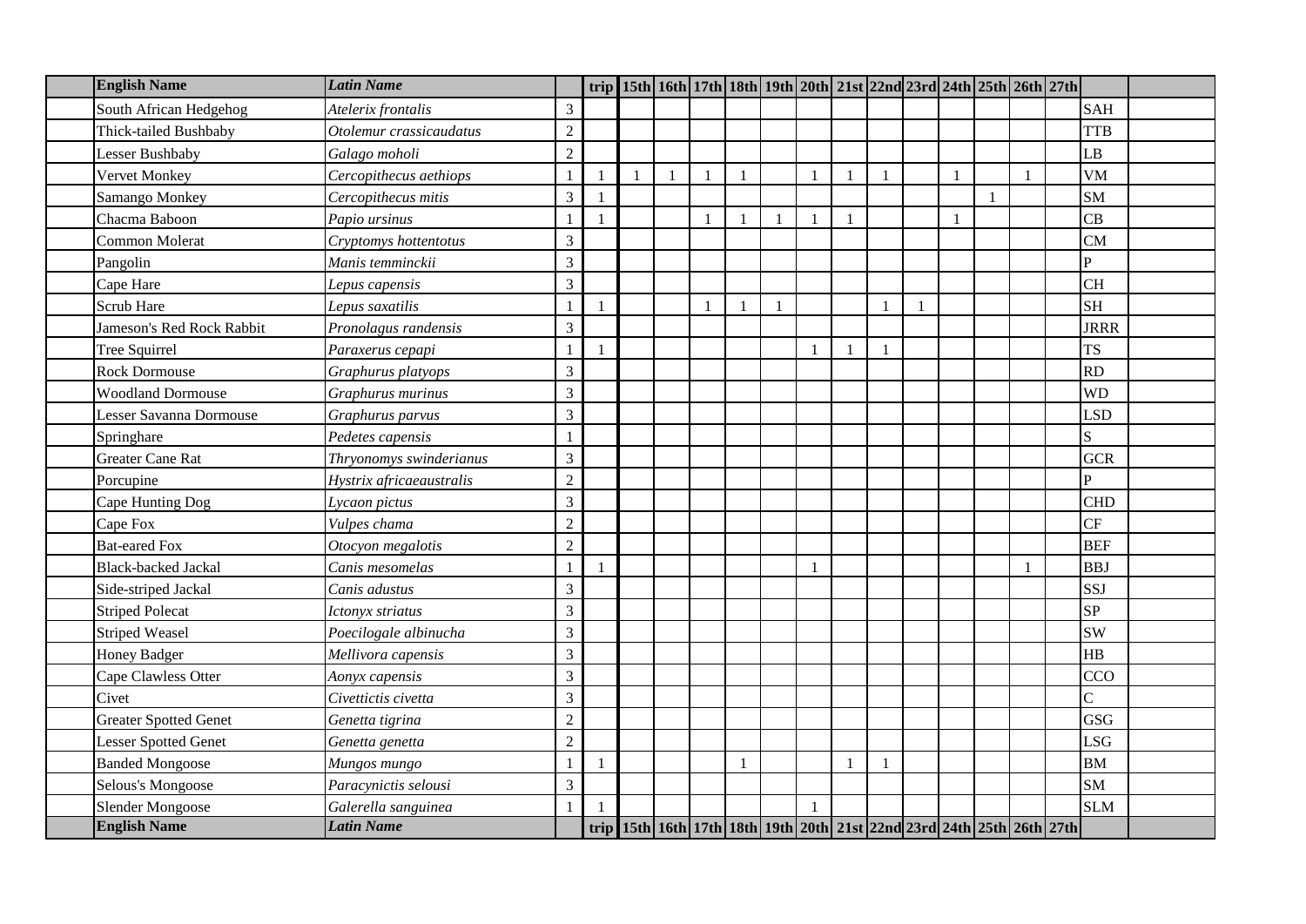| English Name | Latin Name | | trip | 15th | 16th | 17th | 18th | 19th | 20th | 21st | 22nd | 23rd | 24th | 25th | 26th | 27th | | |
|---|---|---|---|---|---|---|---|---|---|---|---|---|---|---|---|---|---|---|
| South African Hedgehog | *Atelerix frontalis* | 3 | | | | | | | | | | | | | | | SAH | |
| Thick-tailed Bushbaby | *Otolemur crassicaudatus* | 2 | | | | | | | | | | | | | | | TTB | |
| Lesser Bushbaby | *Galago moholi* | 2 | | | | | | | | | | | | | | | LB | |
| Vervet Monkey | *Cercopithecus aethiops* | 1 | 1 | 1 | 1 | 1 | 1 | | 1 | 1 | 1 | | 1 | | 1 | | VM | |
| Samango Monkey | *Cercopithecus mitis* | 3 | 1 | | | | | | | | | | | 1 | | | SM | |
| Chacma Baboon | *Papio ursinus* | 1 | 1 | | | 1 | 1 | 1 | 1 | 1 | | | 1 | | | | CB | |
| Common Molerat | *Cryptomys hottentotus* | 3 | | | | | | | | | | | | | | | CM | |
| Pangolin | *Manis temminckii* | 3 | | | | | | | | | | | | | | | P | |
| Cape Hare | *Lepus capensis* | 3 | | | | | | | | | | | | | | | CH | |
| Scrub Hare | *Lepus saxatilis* | 1 | 1 | | | 1 | 1 | 1 | | | 1 | 1 | | | | | SH | |
| Jameson's Red Rock Rabbit | *Pronolagus randensis* | 3 | | | | | | | | | | | | | | | JRRR | |
| Tree Squirrel | *Paraxerus cepapi* | 1 | 1 | | | | | | 1 | 1 | 1 | | | | | | TS | |
| Rock Dormouse | *Graphurus platyops* | 3 | | | | | | | | | | | | | | | RD | |
| Woodland Dormouse | *Graphurus murinus* | 3 | | | | | | | | | | | | | | | WD | |
| Lesser Savanna Dormouse | *Graphurus parvus* | 3 | | | | | | | | | | | | | | | LSD | |
| Springhare | *Pedetes capensis* | 1 | | | | | | | | | | | | | | | S | |
| Greater Cane Rat | *Thryonomys swinderianus* | 3 | | | | | | | | | | | | | | | GCR | |
| Porcupine | *Hystrix africaeaustralis* | 2 | | | | | | | | | | | | | | | P | |
| Cape Hunting Dog | *Lycaon pictus* | 3 | | | | | | | | | | | | | | | CHD | |
| Cape Fox | *Vulpes chama* | 2 | | | | | | | | | | | | | | | CF | |
| Bat-eared Fox | *Otocyon megalotis* | 2 | | | | | | | | | | | | | | | BEF | |
| Black-backed Jackal | *Canis mesomelas* | 1 | 1 | | | | | | 1 | | | | | | 1 | | BBJ | |
| Side-striped Jackal | *Canis adustus* | 3 | | | | | | | | | | | | | | | SSJ | |
| Striped Polecat | *Ictonyx striatus* | 3 | | | | | | | | | | | | | | | SP | |
| Striped Weasel | *Poecilogale albinucha* | 3 | | | | | | | | | | | | | | | SW | |
| Honey Badger | *Mellivora capensis* | 3 | | | | | | | | | | | | | | | HB | |
| Cape Clawless Otter | *Aonyx capensis* | 3 | | | | | | | | | | | | | | | CCO | |
| Civet | *Civettictis civetta* | 3 | | | | | | | | | | | | | | | C | |
| Greater Spotted Genet | *Genetta tigrina* | 2 | | | | | | | | | | | | | | | GSG | |
| Lesser Spotted Genet | *Genetta genetta* | 2 | | | | | | | | | | | | | | | LSG | |
| Banded Mongoose | *Mungos mungo* | 1 | 1 | | | | 1 | | | 1 | 1 | | | | | | BM | |
| Selous's Mongoose | *Paracynictis selousi* | 3 | | | | | | | | | | | | | | | SM | |
| Slender Mongoose | *Galerella sanguinea* | 1 | 1 | | | | | | 1 | | | | | | | | SLM | |
| **English Name** | ***Latin Name*** | | **trip** | **15th** | **16th** | **17th** | **18th** | **19th** | **20th** | **21st** | **22nd** | **23rd** | **24th** | **25th** | **26th** | **27th** | | |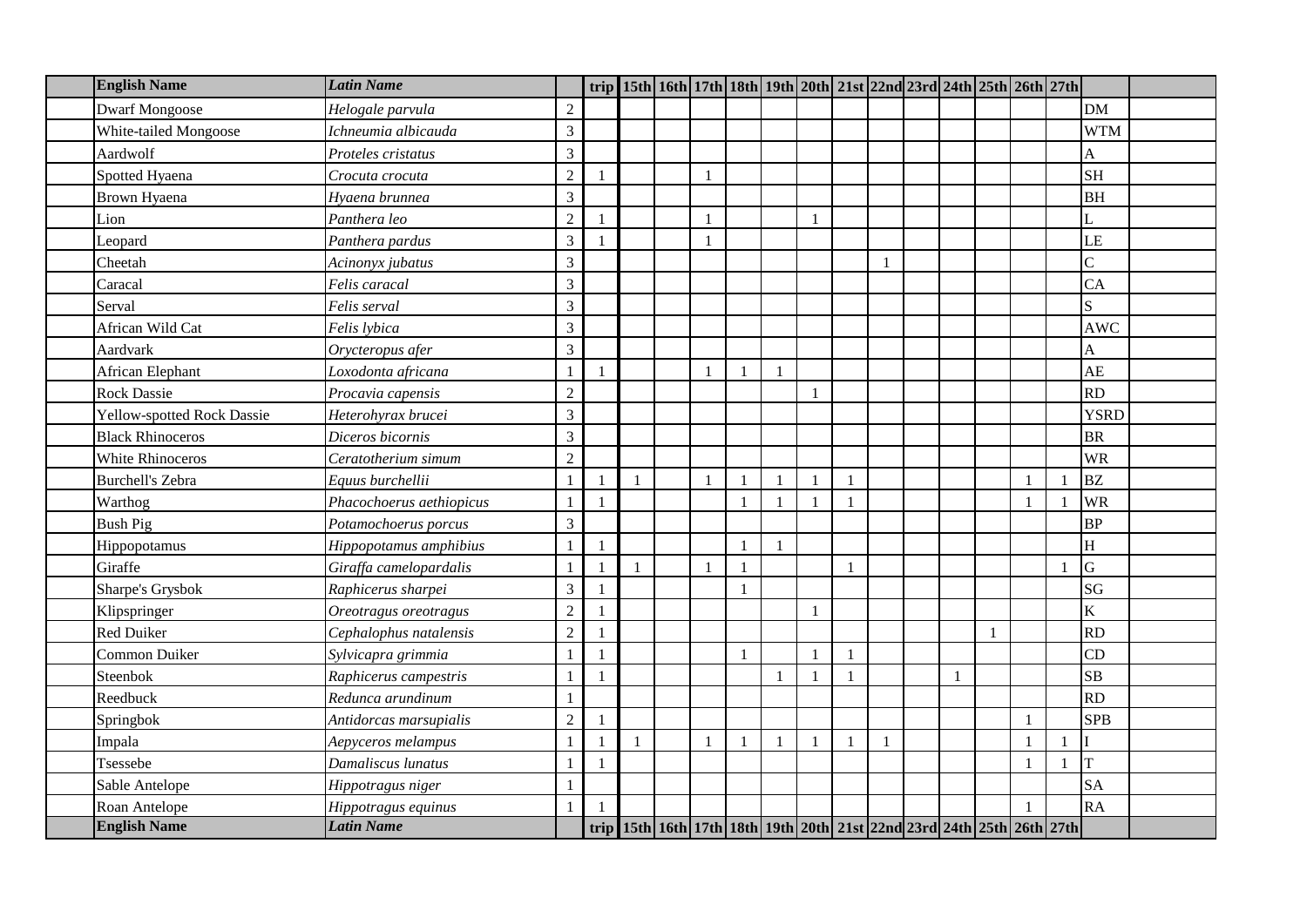| English Name | Latin Name | | trip | 15th | 16th | 17th | 18th | 19th | 20th | 21st | 22nd | 23rd | 24th | 25th | 26th | 27th | | |
|---|---|---|---|---|---|---|---|---|---|---|---|---|---|---|---|---|---|---|
| Dwarf Mongoose | *Helogale parvula* | 2 | | | | | | | | | | | | | | | DM | |
| White-tailed Mongoose | *Ichneumia albicauda* | 3 | | | | | | | | | | | | | | | WTM | |
| Aardwolf | *Proteles cristatus* | 3 | | | | | | | | | | | | | | | A | |
| Spotted Hyaena | *Crocuta crocuta* | 2 | 1 | | | 1 | | | | | | | | | | | SH | |
| Brown Hyaena | *Hyaena brunnea* | 3 | | | | | | | | | | | | | | | BH | |
| Lion | *Panthera leo* | 2 | 1 | | | 1 | | | 1 | | | | | | | | L | |
| Leopard | *Panthera pardus* | 3 | 1 | | | 1 | | | | | | | | | | | LE | |
| Cheetah | *Acinonyx jubatus* | 3 | | | | | | | | | 1 | | | | | | C | |
| Caracal | *Felis caracal* | 3 | | | | | | | | | | | | | | | CA | |
| Serval | *Felis serval* | 3 | | | | | | | | | | | | | | | S | |
| African Wild Cat | *Felis lybica* | 3 | | | | | | | | | | | | | | | AWC | |
| Aardvark | *Orycteropus afer* | 3 | | | | | | | | | | | | | | | A | |
| African Elephant | *Loxodonta africana* | 1 | 1 | | | 1 | 1 | 1 | | | | | | | | | AE | |
| Rock Dassie | *Procavia capensis* | 2 | | | | | | | 1 | | | | | | | | RD | |
| Yellow-spotted Rock Dassie | *Heterohyrax brucei* | 3 | | | | | | | | | | | | | | | YSRD | |
| Black Rhinoceros | *Diceros bicornis* | 3 | | | | | | | | | | | | | | | BR | |
| White Rhinoceros | *Ceratotherium simum* | 2 | | | | | | | | | | | | | | | WR | |
| Burchell's Zebra | *Equus burchellii* | 1 | 1 | 1 | | 1 | 1 | 1 | 1 | 1 | | | | | 1 | 1 | BZ | |
| Warthog | *Phacochoerus aethiopicus* | 1 | 1 | | | | 1 | 1 | 1 | 1 | | | | | 1 | 1 | WR | |
| Bush Pig | *Potamochoerus porcus* | 3 | | | | | | | | | | | | | | | BP | |
| Hippopotamus | *Hippopotamus amphibius* | 1 | 1 | | | | 1 | 1 | | | | | | | | | H | |
| Giraffe | *Giraffa camelopardalis* | 1 | 1 | 1 | | 1 | 1 | | | 1 | | | | | | 1 | G | |
| Sharpe's Grysbok | *Raphicerus sharpei* | 3 | 1 | | | | 1 | | | | | | | | | | SG | |
| Klipspringer | *Oreotragus oreotragus* | 2 | 1 | | | | | | 1 | | | | | | | | K | |
| Red Duiker | *Cephalophus natalensis* | 2 | 1 | | | | | | | | | | | 1 | | | RD | |
| Common Duiker | *Sylvicapra grimmia* | 1 | 1 | | | | 1 | | 1 | 1 | | | | | | | CD | |
| Steenbok | *Raphicerus campestris* | 1 | 1 | | | | | 1 | 1 | 1 | | | 1 | | | | SB | |
| Reedbuck | *Redunca arundinum* | 1 | | | | | | | | | | | | | | | RD | |
| Springbok | *Antidorcas marsupialis* | 2 | 1 | | | | | | | | | | | | 1 | | SPB | |
| Impala | *Aepyceros melampus* | 1 | 1 | 1 | | 1 | 1 | 1 | 1 | 1 | 1 | | | | 1 | 1 | I | |
| Tsessebe | *Damaliscus lunatus* | 1 | 1 | | | | | | | | | | | | 1 | 1 | T | |
| Sable Antelope | *Hippotragus niger* | 1 | | | | | | | | | | | | | | | SA | |
| Roan Antelope | *Hippotragus equinus* | 1 | 1 | | | | | | | | | | | | 1 | | RA | |
| **English Name** | ***Latin Name*** | | **trip** | **15th** | **16th** | **17th** | **18th** | **19th** | **20th** | **21st** | **22nd** | **23rd** | **24th** | **25th** | **26th** | **27th** | | |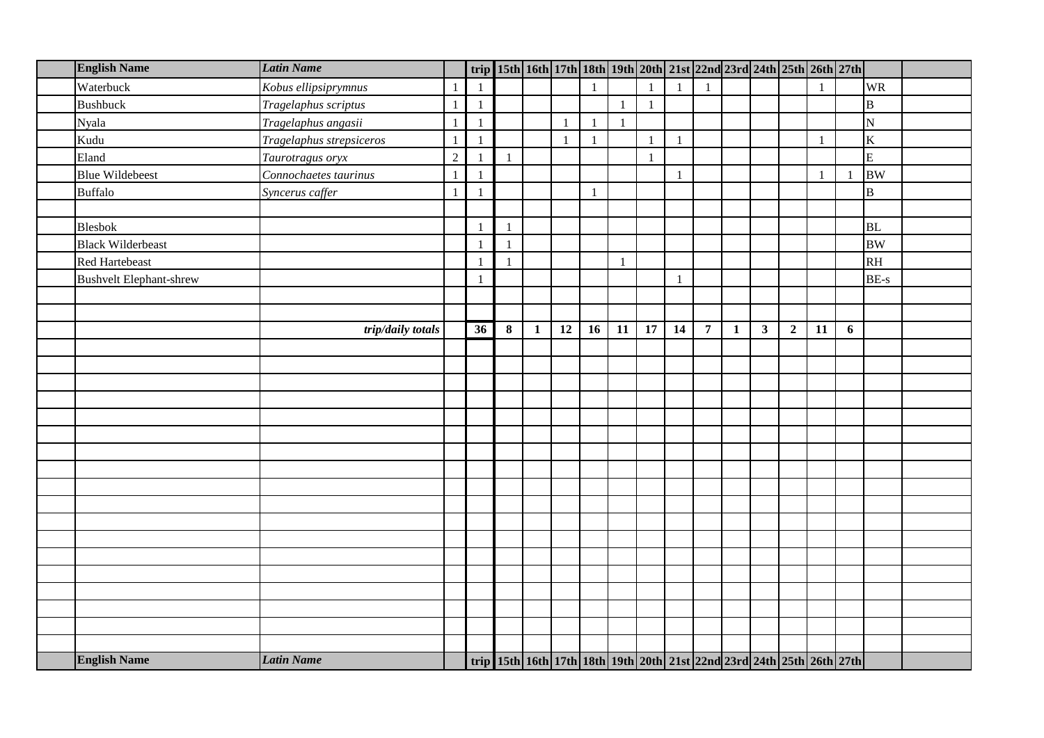| | English Name | Latin Name | | trip | 15th | 16th | 17th | 18th | 19th | 20th | 21st | 22nd | 23rd | 24th | 25th | 26th | 27th | | |
|---|---|---|---|---|---|---|---|---|---|---|---|---|---|---|---|---|---|---|---|
| | Waterbuck | *Kobus ellipsiprymnus* | 1 | 1 | | | | 1 | | 1 | 1 | 1 | | | | 1 | | WR | |
| | Bushbuck | *Tragelaphus scriptus* | 1 | 1 | | | | | 1 | 1 | | | | | | | | B | |
| | Nyala | *Tragelaphus angasii* | 1 | 1 | | | 1 | 1 | 1 | | | | | | | | | N | |
| | Kudu | *Tragelaphus strepsiceros* | 1 | 1 | | | 1 | 1 | | 1 | 1 | | | | | 1 | | K | |
| | Eland | *Taurotragus oryx* | 2 | 1 | 1 | | | | | 1 | | | | | | | | E | |
| | Blue Wildebeest | *Connochaetes taurinus* | 1 | 1 | | | | | | | 1 | | | | | 1 | 1 | BW | |
| | Buffalo | *Syncerus caffer* | 1 | 1 | | | | 1 | | | | | | | | | | B | |
| | | | | | | | | | | | | | | | | | | | |
| | Blesbok | | | 1 | 1 | | | | | | | | | | | | | BL | |
| | Black Wilderbeast | | | 1 | 1 | | | | | | | | | | | | | BW | |
| | Red Hartebeest | | | 1 | 1 | | | | 1 | | | | | | | | | RH | |
| | Bushvelt Elephant-shrew | | | 1 | | | | | | | 1 | | | | | | | BE-s | |
| | | | | | | | | | | | | | | | | | | | |
| | | | | | | | | | | | | | | | | | | | |
| | | ***trip/daily totals*** | | **36** | **8** | **1** | **12** | **16** | **11** | **17** | **14** | **7** | **1** | **3** | **2** | **11** | **6** | | |